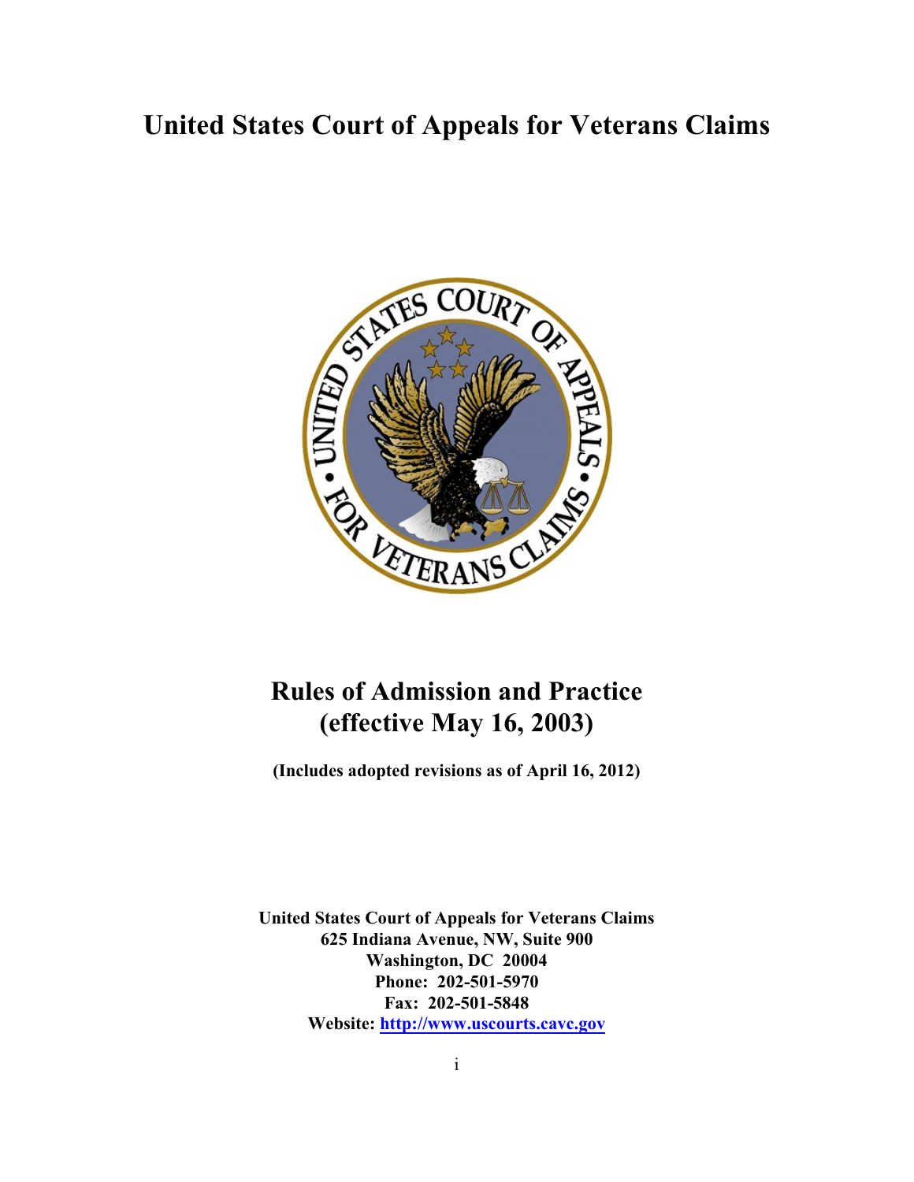# United States Court of Appeals for Veterans Claims

## Rules of Admission and Practice (effective May 16, 2003)

**(Includes adopted revisions as of April 16, 2012)**

**United States Court of Appeals for Veterans Claims**
**625 Indiana Avenue, NW, Suite 900**
**Washington, DC 20004**
**Phone: 202-501-5970**
**Fax: 202-501-5848**
**Website: [http://www.uscourts.cavc.gov](http://www.uscourts.cavc.gov)**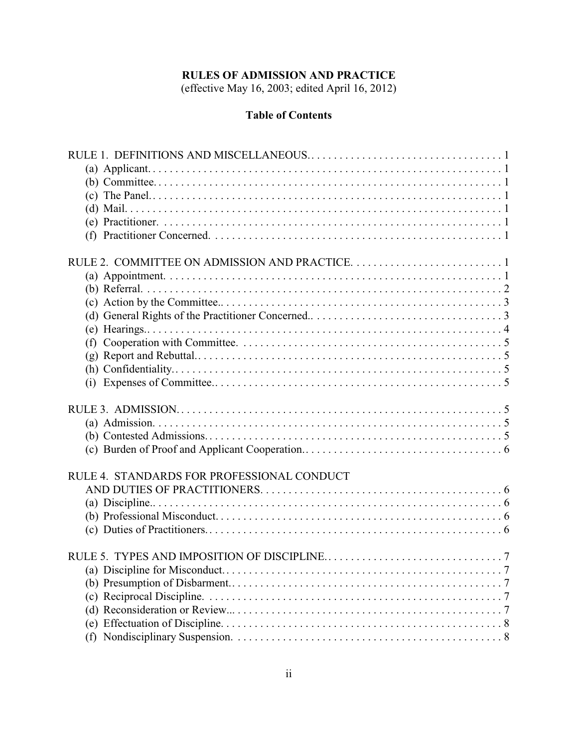# RULES OF ADMISSION AND PRACTICE

(effective May 16, 2003; edited April 16, 2012)

## Table of Contents

RULE 1. DEFINITIONS AND MISCELLANEOUS. . . . . . . . . . 1
- (a) Applicant. . . . . . . . . . 1
- (b) Committee. . . . . . . . . . 1
- (c) The Panel. . . . . . . . . . 1
- (d) Mail. . . . . . . . . . 1
- (e) Practitioner. . . . . . . . . . 1
- (f) Practitioner Concerned. . . . . . . . . . 1

RULE 2. COMMITTEE ON ADMISSION AND PRACTICE. . . . . . . . . . 1
- (a) Appointment. . . . . . . . . . 1
- (b) Referral. . . . . . . . . . 2
- (c) Action by the Committee. . . . . . . . . . 3
- (d) General Rights of the Practitioner Concerned. . . . . . . . . . 3
- (e) Hearings. . . . . . . . . . 4
- (f) Cooperation with Committee. . . . . . . . . . 5
- (g) Report and Rebuttal. . . . . . . . . . 5
- (h) Confidentiality. . . . . . . . . . 5
- (i) Expenses of Committee. . . . . . . . . . 5

RULE 3. ADMISSION. . . . . . . . . . 5
- (a) Admission. . . . . . . . . . 5
- (b) Contested Admissions. . . . . . . . . . 5
- (c) Burden of Proof and Applicant Cooperation. . . . . . . . . . 6

RULE 4. STANDARDS FOR PROFESSIONAL CONDUCT AND DUTIES OF PRACTITIONERS. . . . . . . . . . 6
- (a) Discipline. . . . . . . . . . 6
- (b) Professional Misconduct. . . . . . . . . . 6
- (c) Duties of Practitioners. . . . . . . . . . 6

RULE 5. TYPES AND IMPOSITION OF DISCIPLINE. . . . . . . . . . 7
- (a) Discipline for Misconduct. . . . . . . . . . 7
- (b) Presumption of Disbarment. . . . . . . . . . 7
- (c) Reciprocal Discipline. . . . . . . . . . 7
- (d) Reconsideration or Review. . . . . . . . . . 7
- (e) Effectuation of Discipline. . . . . . . . . . 8
- (f) Nondisciplinary Suspension. . . . . . . . . . 8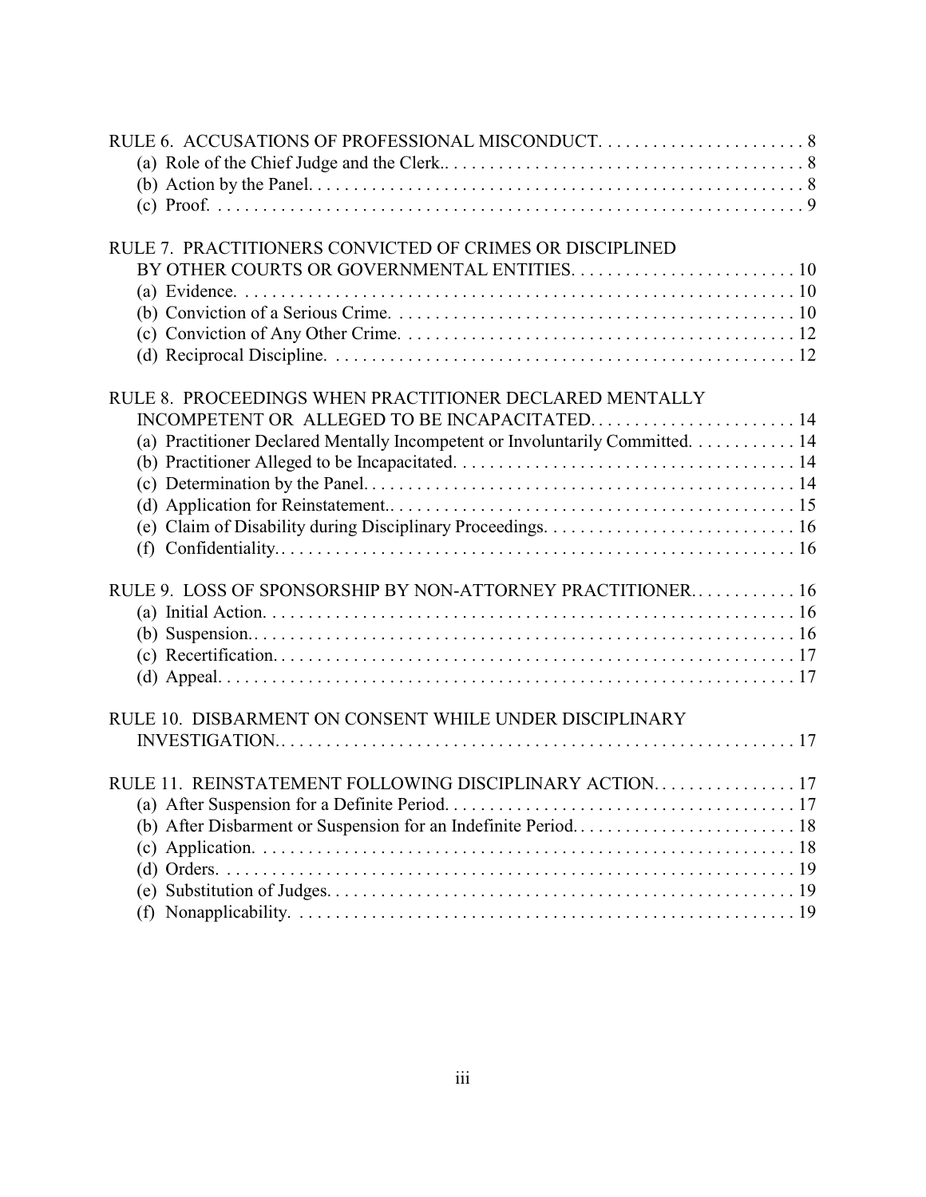RULE 6. ACCUSATIONS OF PROFESSIONAL MISCONDUCT. . . . . . . . . . . . . . . . . . . . . . . 8
- (a) Role of the Chief Judge and the Clerk.. . . . . . . . . . . . . . . . . . . . . . . . . . . . . . . . . . . . . . . 8
- (b) Action by the Panel. . . . . . . . . . . . . . . . . . . . . . . . . . . . . . . . . . . . . . . . . . . . . . . . . . . . . 8
- (c) Proof. . . . . . . . . . . . . . . . . . . . . . . . . . . . . . . . . . . . . . . . . . . . . . . . . . . . . . . . . . . . . . . 9

RULE 7. PRACTITIONERS CONVICTED OF CRIMES OR DISCIPLINED BY OTHER COURTS OR GOVERNMENTAL ENTITIES. . . . . . . . . . . . . . . . . . . . . . . . . 10
- (a) Evidence. . . . . . . . . . . . . . . . . . . . . . . . . . . . . . . . . . . . . . . . . . . . . . . . . . . . . . . . . . . . . 10
- (b) Conviction of a Serious Crime. . . . . . . . . . . . . . . . . . . . . . . . . . . . . . . . . . . . . . . . . . . . 10
- (c) Conviction of Any Other Crime. . . . . . . . . . . . . . . . . . . . . . . . . . . . . . . . . . . . . . . . . . . 12
- (d) Reciprocal Discipline. . . . . . . . . . . . . . . . . . . . . . . . . . . . . . . . . . . . . . . . . . . . . . . . . . . 12

RULE 8. PROCEEDINGS WHEN PRACTITIONER DECLARED MENTALLY INCOMPETENT OR ALLEGED TO BE INCAPACITATED. . . . . . . . . . . . . . . . . . . . . . . 14
- (a) Practitioner Declared Mentally Incompetent or Involuntarily Committed. . . . . . . . . . . . 14
- (b) Practitioner Alleged to be Incapacitated. . . . . . . . . . . . . . . . . . . . . . . . . . . . . . . . . . . . . 14
- (c) Determination by the Panel. . . . . . . . . . . . . . . . . . . . . . . . . . . . . . . . . . . . . . . . . . . . . . . 14
- (d) Application for Reinstatement.. . . . . . . . . . . . . . . . . . . . . . . . . . . . . . . . . . . . . . . . . . . . 15
- (e) Claim of Disability during Disciplinary Proceedings. . . . . . . . . . . . . . . . . . . . . . . . . . . 16
- (f) Confidentiality.. . . . . . . . . . . . . . . . . . . . . . . . . . . . . . . . . . . . . . . . . . . . . . . . . . . . . . . . 16

RULE 9. LOSS OF SPONSORSHIP BY NON-ATTORNEY PRACTITIONER.. . . . . . . . . . . 16
- (a) Initial Action. . . . . . . . . . . . . . . . . . . . . . . . . . . . . . . . . . . . . . . . . . . . . . . . . . . . . . . . . . 16
- (b) Suspension.. . . . . . . . . . . . . . . . . . . . . . . . . . . . . . . . . . . . . . . . . . . . . . . . . . . . . . . . . . 16
- (c) Recertification. . . . . . . . . . . . . . . . . . . . . . . . . . . . . . . . . . . . . . . . . . . . . . . . . . . . . . . . . 17
- (d) Appeal. . . . . . . . . . . . . . . . . . . . . . . . . . . . . . . . . . . . . . . . . . . . . . . . . . . . . . . . . . . . . . . 17

RULE 10. DISBARMENT ON CONSENT WHILE UNDER DISCIPLINARY INVESTIGATION.. . . . . . . . . . . . . . . . . . . . . . . . . . . . . . . . . . . . . . . . . . . . . . . . . . . . . 17

RULE 11. REINSTATEMENT FOLLOWING DISCIPLINARY ACTION. . . . . . . . . . . . . . . 17
- (a) After Suspension for a Definite Period. . . . . . . . . . . . . . . . . . . . . . . . . . . . . . . . . . . . . . 17
- (b) After Disbarment or Suspension for an Indefinite Period. . . . . . . . . . . . . . . . . . . . . . . . 18
- (c) Application. . . . . . . . . . . . . . . . . . . . . . . . . . . . . . . . . . . . . . . . . . . . . . . . . . . . . . . . . . . 18
- (d) Orders. . . . . . . . . . . . . . . . . . . . . . . . . . . . . . . . . . . . . . . . . . . . . . . . . . . . . . . . . . . . . . . 19
- (e) Substitution of Judges. . . . . . . . . . . . . . . . . . . . . . . . . . . . . . . . . . . . . . . . . . . . . . . . . . . 19
- (f) Nonapplicability. . . . . . . . . . . . . . . . . . . . . . . . . . . . . . . . . . . . . . . . . . . . . . . . . . . . . . . 19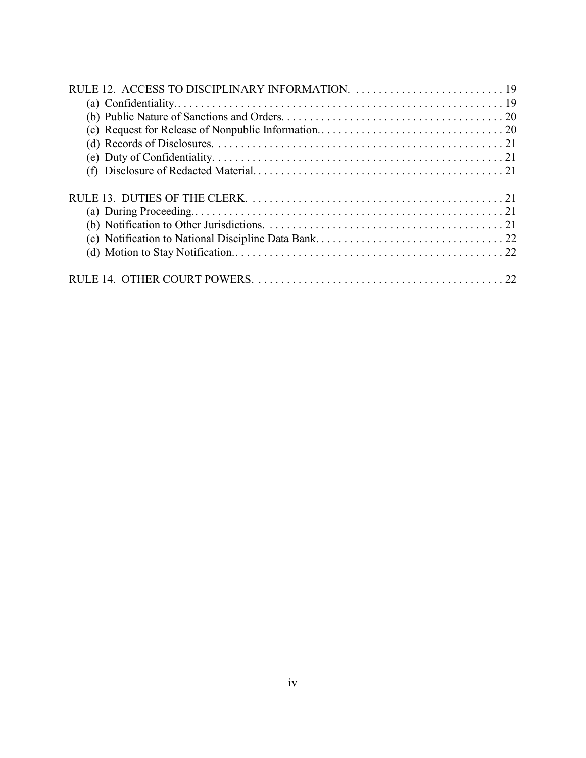RULE 12. ACCESS TO DISCIPLINARY INFORMATION. . . . . . . . . . . . . . . . . . . . . . . . . . . 19

(a) Confidentiality. . . . . . . . . . . . . . . . . . . . . . . . . . . . . . . . . . . . . . . . . . . . . . . . . . . . . . . . . . . 19

(b) Public Nature of Sanctions and Orders. . . . . . . . . . . . . . . . . . . . . . . . . . . . . . . . . . . . . . . . 20

(c) Request for Release of Nonpublic Information. . . . . . . . . . . . . . . . . . . . . . . . . . . . . . . . . . 20

(d) Records of Disclosures. . . . . . . . . . . . . . . . . . . . . . . . . . . . . . . . . . . . . . . . . . . . . . . . . . . . 21

(e) Duty of Confidentiality. . . . . . . . . . . . . . . . . . . . . . . . . . . . . . . . . . . . . . . . . . . . . . . . . . . . 21

(f) Disclosure of Redacted Material. . . . . . . . . . . . . . . . . . . . . . . . . . . . . . . . . . . . . . . . . . . . . 21

RULE 13. DUTIES OF THE CLERK. . . . . . . . . . . . . . . . . . . . . . . . . . . . . . . . . . . . . . . . . . . . . . 21

(a) During Proceeding. . . . . . . . . . . . . . . . . . . . . . . . . . . . . . . . . . . . . . . . . . . . . . . . . . . . . . . . 21

(b) Notification to Other Jurisdictions. . . . . . . . . . . . . . . . . . . . . . . . . . . . . . . . . . . . . . . . . . . 21

(c) Notification to National Discipline Data Bank. . . . . . . . . . . . . . . . . . . . . . . . . . . . . . . . . . 22

(d) Motion to Stay Notification. . . . . . . . . . . . . . . . . . . . . . . . . . . . . . . . . . . . . . . . . . . . . . . . . 22

RULE 14. OTHER COURT POWERS. . . . . . . . . . . . . . . . . . . . . . . . . . . . . . . . . . . . . . . . . . . . . 22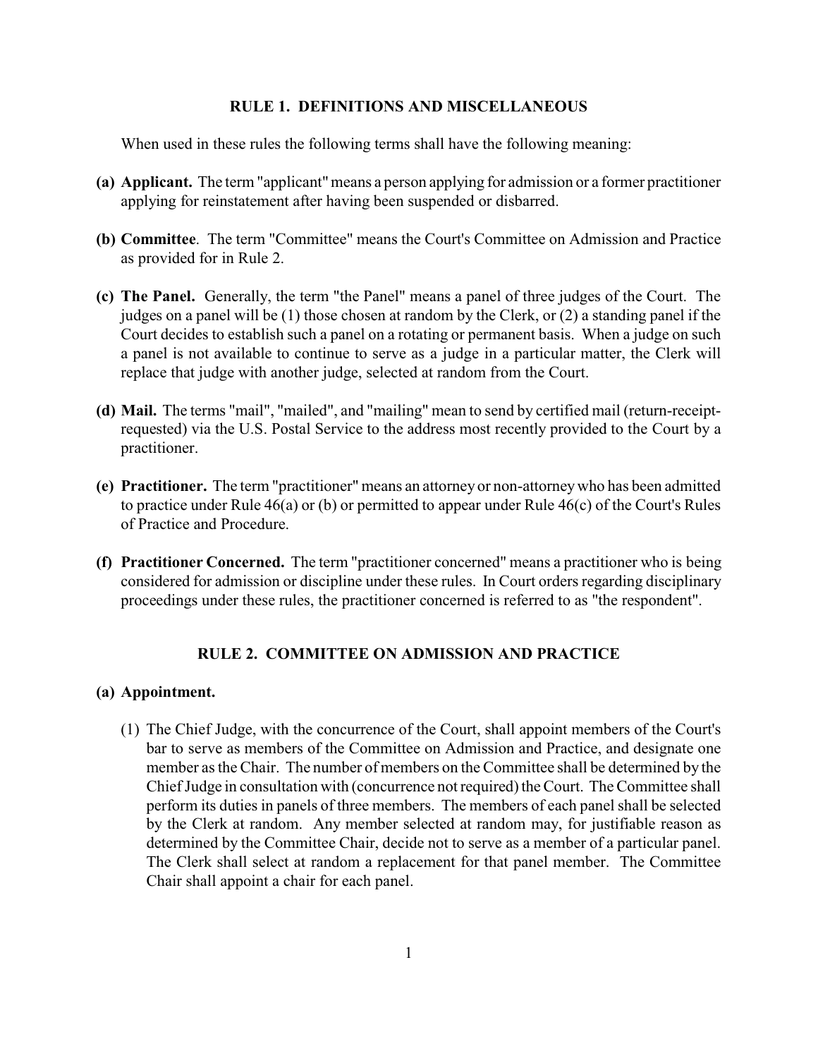## RULE 1. DEFINITIONS AND MISCELLANEOUS

When used in these rules the following terms shall have the following meaning:

**(a) Applicant.** The term "applicant" means a person applying for admission or a former practitioner applying for reinstatement after having been suspended or disbarred.

**(b) Committee**. The term "Committee" means the Court's Committee on Admission and Practice as provided for in Rule 2.

**(c) The Panel.** Generally, the term "the Panel" means a panel of three judges of the Court. The judges on a panel will be (1) those chosen at random by the Clerk, or (2) a standing panel if the Court decides to establish such a panel on a rotating or permanent basis. When a judge on such a panel is not available to continue to serve as a judge in a particular matter, the Clerk will replace that judge with another judge, selected at random from the Court.

**(d) Mail.** The terms "mail", "mailed", and "mailing" mean to send by certified mail (return-receipt-requested) via the U.S. Postal Service to the address most recently provided to the Court by a practitioner.

**(e) Practitioner.** The term "practitioner" means an attorney or non-attorney who has been admitted to practice under Rule 46(a) or (b) or permitted to appear under Rule 46(c) of the Court's Rules of Practice and Procedure.

**(f) Practitioner Concerned.** The term "practitioner concerned" means a practitioner who is being considered for admission or discipline under these rules. In Court orders regarding disciplinary proceedings under these rules, the practitioner concerned is referred to as "the respondent".

## RULE 2. COMMITTEE ON ADMISSION AND PRACTICE

**(a) Appointment.**

(1) The Chief Judge, with the concurrence of the Court, shall appoint members of the Court's bar to serve as members of the Committee on Admission and Practice, and designate one member as the Chair. The number of members on the Committee shall be determined by the Chief Judge in consultation with (concurrence not required) the Court. The Committee shall perform its duties in panels of three members. The members of each panel shall be selected by the Clerk at random. Any member selected at random may, for justifiable reason as determined by the Committee Chair, decide not to serve as a member of a particular panel. The Clerk shall select at random a replacement for that panel member. The Committee Chair shall appoint a chair for each panel.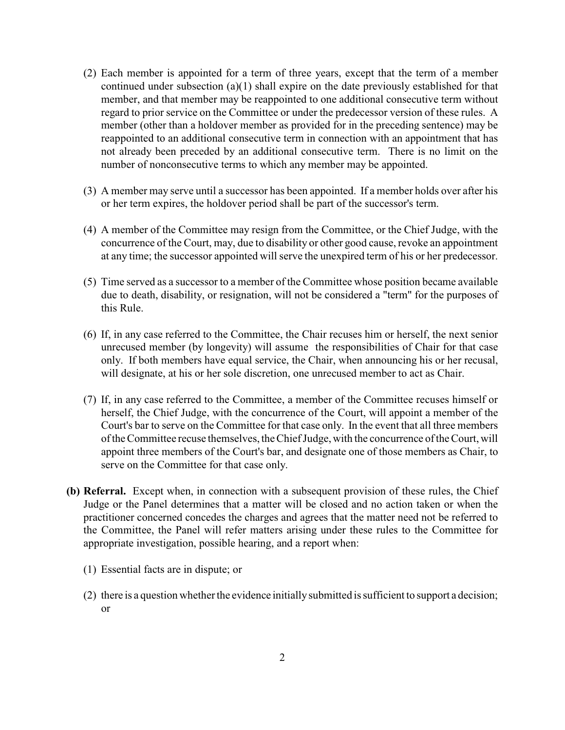(2) Each member is appointed for a term of three years, except that the term of a member continued under subsection (a)(1) shall expire on the date previously established for that member, and that member may be reappointed to one additional consecutive term without regard to prior service on the Committee or under the predecessor version of these rules. A member (other than a holdover member as provided for in the preceding sentence) may be reappointed to an additional consecutive term in connection with an appointment that has not already been preceded by an additional consecutive term. There is no limit on the number of nonconsecutive terms to which any member may be appointed.

(3) A member may serve until a successor has been appointed. If a member holds over after his or her term expires, the holdover period shall be part of the successor's term.

(4) A member of the Committee may resign from the Committee, or the Chief Judge, with the concurrence of the Court, may, due to disability or other good cause, revoke an appointment at any time; the successor appointed will serve the unexpired term of his or her predecessor.

(5) Time served as a successor to a member of the Committee whose position became available due to death, disability, or resignation, will not be considered a "term" for the purposes of this Rule.

(6) If, in any case referred to the Committee, the Chair recuses him or herself, the next senior unrecused member (by longevity) will assume the responsibilities of Chair for that case only. If both members have equal service, the Chair, when announcing his or her recusal, will designate, at his or her sole discretion, one unrecused member to act as Chair.

(7) If, in any case referred to the Committee, a member of the Committee recuses himself or herself, the Chief Judge, with the concurrence of the Court, will appoint a member of the Court's bar to serve on the Committee for that case only. In the event that all three members of the Committee recuse themselves, the Chief Judge, with the concurrence of the Court, will appoint three members of the Court's bar, and designate one of those members as Chair, to serve on the Committee for that case only.

**(b) Referral.** Except when, in connection with a subsequent provision of these rules, the Chief Judge or the Panel determines that a matter will be closed and no action taken or when the practitioner concerned concedes the charges and agrees that the matter need not be referred to the Committee, the Panel will refer matters arising under these rules to the Committee for appropriate investigation, possible hearing, and a report when:

(1) Essential facts are in dispute; or

(2) there is a question whether the evidence initially submitted is sufficient to support a decision; or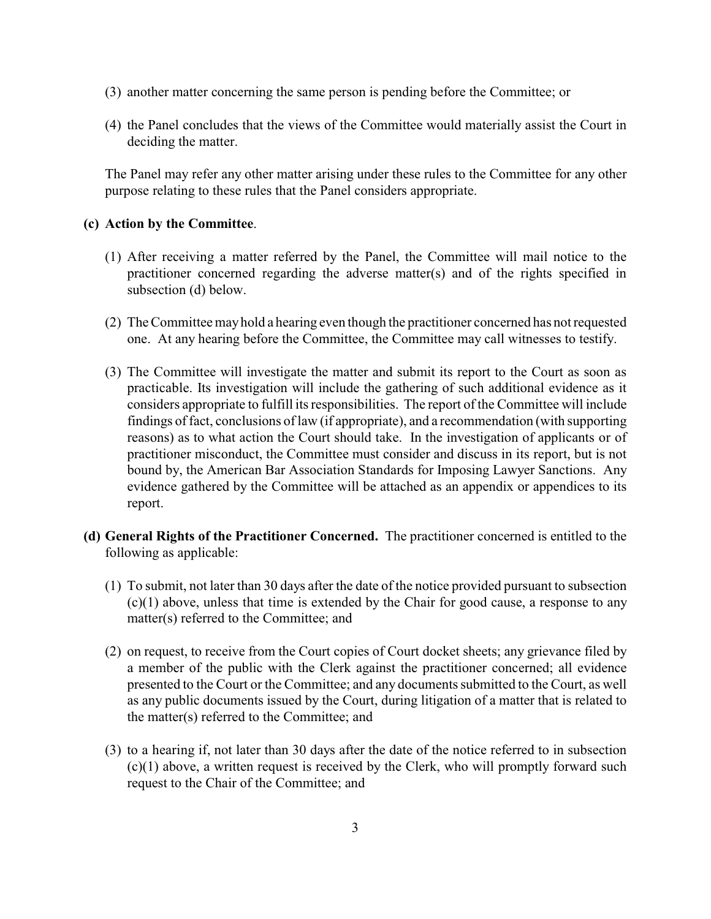(3) another matter concerning the same person is pending before the Committee; or

(4) the Panel concludes that the views of the Committee would materially assist the Court in deciding the matter.

The Panel may refer any other matter arising under these rules to the Committee for any other purpose relating to these rules that the Panel considers appropriate.

**(c) Action by the Committee**.

(1) After receiving a matter referred by the Panel, the Committee will mail notice to the practitioner concerned regarding the adverse matter(s) and of the rights specified in subsection (d) below.

(2) The Committee may hold a hearing even though the practitioner concerned has not requested one. At any hearing before the Committee, the Committee may call witnesses to testify.

(3) The Committee will investigate the matter and submit its report to the Court as soon as practicable. Its investigation will include the gathering of such additional evidence as it considers appropriate to fulfill its responsibilities. The report of the Committee will include findings of fact, conclusions of law (if appropriate), and a recommendation (with supporting reasons) as to what action the Court should take. In the investigation of applicants or of practitioner misconduct, the Committee must consider and discuss in its report, but is not bound by, the American Bar Association Standards for Imposing Lawyer Sanctions. Any evidence gathered by the Committee will be attached as an appendix or appendices to its report.

**(d) General Rights of the Practitioner Concerned.** The practitioner concerned is entitled to the following as applicable:

(1) To submit, not later than 30 days after the date of the notice provided pursuant to subsection (c)(1) above, unless that time is extended by the Chair for good cause, a response to any matter(s) referred to the Committee; and

(2) on request, to receive from the Court copies of Court docket sheets; any grievance filed by a member of the public with the Clerk against the practitioner concerned; all evidence presented to the Court or the Committee; and any documents submitted to the Court, as well as any public documents issued by the Court, during litigation of a matter that is related to the matter(s) referred to the Committee; and

(3) to a hearing if, not later than 30 days after the date of the notice referred to in subsection (c)(1) above, a written request is received by the Clerk, who will promptly forward such request to the Chair of the Committee; and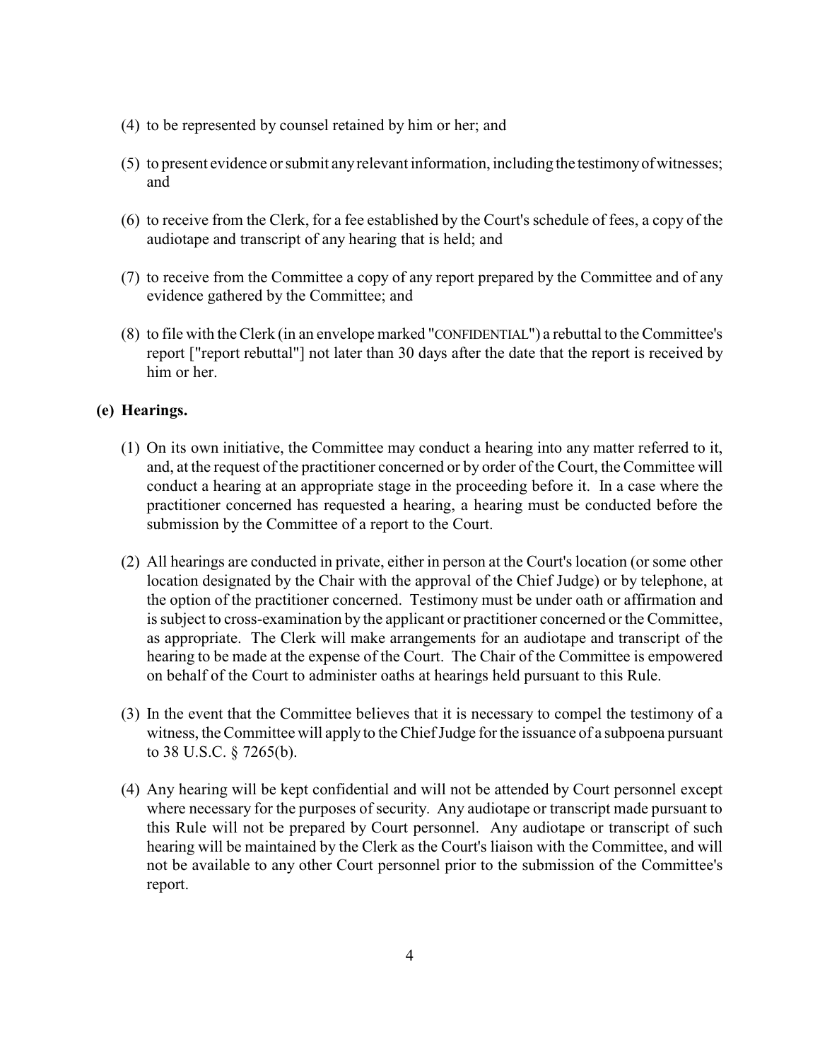(4) to be represented by counsel retained by him or her; and

(5) to present evidence or submit any relevant information, including the testimony of witnesses; and

(6) to receive from the Clerk, for a fee established by the Court's schedule of fees, a copy of the audiotape and transcript of any hearing that is held; and

(7) to receive from the Committee a copy of any report prepared by the Committee and of any evidence gathered by the Committee; and

(8) to file with the Clerk (in an envelope marked "CONFIDENTIAL") a rebuttal to the Committee's report ["report rebuttal"] not later than 30 days after the date that the report is received by him or her.

**(e) Hearings.**

(1) On its own initiative, the Committee may conduct a hearing into any matter referred to it, and, at the request of the practitioner concerned or by order of the Court, the Committee will conduct a hearing at an appropriate stage in the proceeding before it. In a case where the practitioner concerned has requested a hearing, a hearing must be conducted before the submission by the Committee of a report to the Court.

(2) All hearings are conducted in private, either in person at the Court's location (or some other location designated by the Chair with the approval of the Chief Judge) or by telephone, at the option of the practitioner concerned. Testimony must be under oath or affirmation and is subject to cross-examination by the applicant or practitioner concerned or the Committee, as appropriate. The Clerk will make arrangements for an audiotape and transcript of the hearing to be made at the expense of the Court. The Chair of the Committee is empowered on behalf of the Court to administer oaths at hearings held pursuant to this Rule.

(3) In the event that the Committee believes that it is necessary to compel the testimony of a witness, the Committee will apply to the Chief Judge for the issuance of a subpoena pursuant to 38 U.S.C. § 7265(b).

(4) Any hearing will be kept confidential and will not be attended by Court personnel except where necessary for the purposes of security. Any audiotape or transcript made pursuant to this Rule will not be prepared by Court personnel. Any audiotape or transcript of such hearing will be maintained by the Clerk as the Court's liaison with the Committee, and will not be available to any other Court personnel prior to the submission of the Committee's report.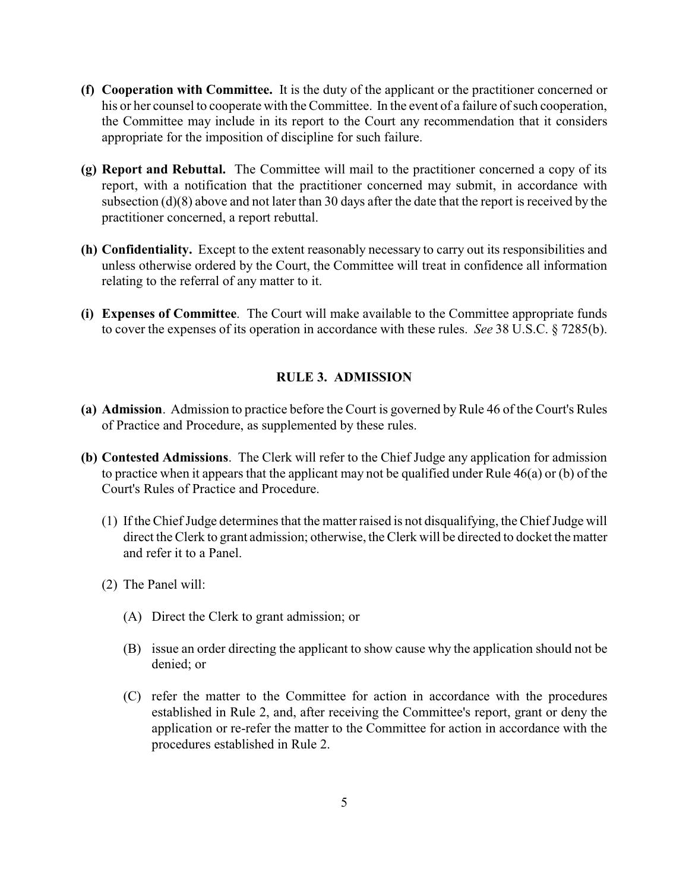**(f) Cooperation with Committee.** It is the duty of the applicant or the practitioner concerned or his or her counsel to cooperate with the Committee. In the event of a failure of such cooperation, the Committee may include in its report to the Court any recommendation that it considers appropriate for the imposition of discipline for such failure.

**(g) Report and Rebuttal.** The Committee will mail to the practitioner concerned a copy of its report, with a notification that the practitioner concerned may submit, in accordance with subsection (d)(8) above and not later than 30 days after the date that the report is received by the practitioner concerned, a report rebuttal.

**(h) Confidentiality.** Except to the extent reasonably necessary to carry out its responsibilities and unless otherwise ordered by the Court, the Committee will treat in confidence all information relating to the referral of any matter to it.

**(i) Expenses of Committee**. The Court will make available to the Committee appropriate funds to cover the expenses of its operation in accordance with these rules. *See* 38 U.S.C. § 7285(b).

## RULE 3. ADMISSION

**(a) Admission**. Admission to practice before the Court is governed by Rule 46 of the Court's Rules of Practice and Procedure, as supplemented by these rules.

**(b) Contested Admissions**. The Clerk will refer to the Chief Judge any application for admission to practice when it appears that the applicant may not be qualified under Rule 46(a) or (b) of the Court's Rules of Practice and Procedure.

(1) If the Chief Judge determines that the matter raised is not disqualifying, the Chief Judge will direct the Clerk to grant admission; otherwise, the Clerk will be directed to docket the matter and refer it to a Panel.

(2) The Panel will:

(A) Direct the Clerk to grant admission; or

(B) issue an order directing the applicant to show cause why the application should not be denied; or

(C) refer the matter to the Committee for action in accordance with the procedures established in Rule 2, and, after receiving the Committee's report, grant or deny the application or re-refer the matter to the Committee for action in accordance with the procedures established in Rule 2.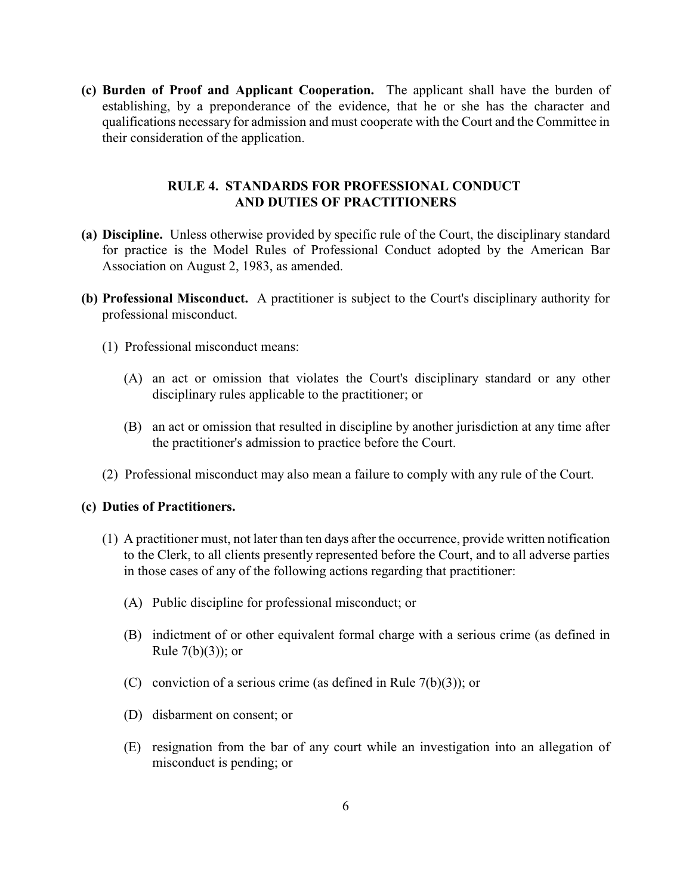**(c) Burden of Proof and Applicant Cooperation.** The applicant shall have the burden of establishing, by a preponderance of the evidence, that he or she has the character and qualifications necessary for admission and must cooperate with the Court and the Committee in their consideration of the application.

## RULE 4. STANDARDS FOR PROFESSIONAL CONDUCT AND DUTIES OF PRACTITIONERS

**(a) Discipline.** Unless otherwise provided by specific rule of the Court, the disciplinary standard for practice is the Model Rules of Professional Conduct adopted by the American Bar Association on August 2, 1983, as amended.

**(b) Professional Misconduct.** A practitioner is subject to the Court's disciplinary authority for professional misconduct.

(1) Professional misconduct means:

(A) an act or omission that violates the Court's disciplinary standard or any other disciplinary rules applicable to the practitioner; or

(B) an act or omission that resulted in discipline by another jurisdiction at any time after the practitioner's admission to practice before the Court.

(2) Professional misconduct may also mean a failure to comply with any rule of the Court.

**(c) Duties of Practitioners.**

(1) A practitioner must, not later than ten days after the occurrence, provide written notification to the Clerk, to all clients presently represented before the Court, and to all adverse parties in those cases of any of the following actions regarding that practitioner:

(A) Public discipline for professional misconduct; or

(B) indictment of or other equivalent formal charge with a serious crime (as defined in Rule 7(b)(3)); or

(C) conviction of a serious crime (as defined in Rule 7(b)(3)); or

(D) disbarment on consent; or

(E) resignation from the bar of any court while an investigation into an allegation of misconduct is pending; or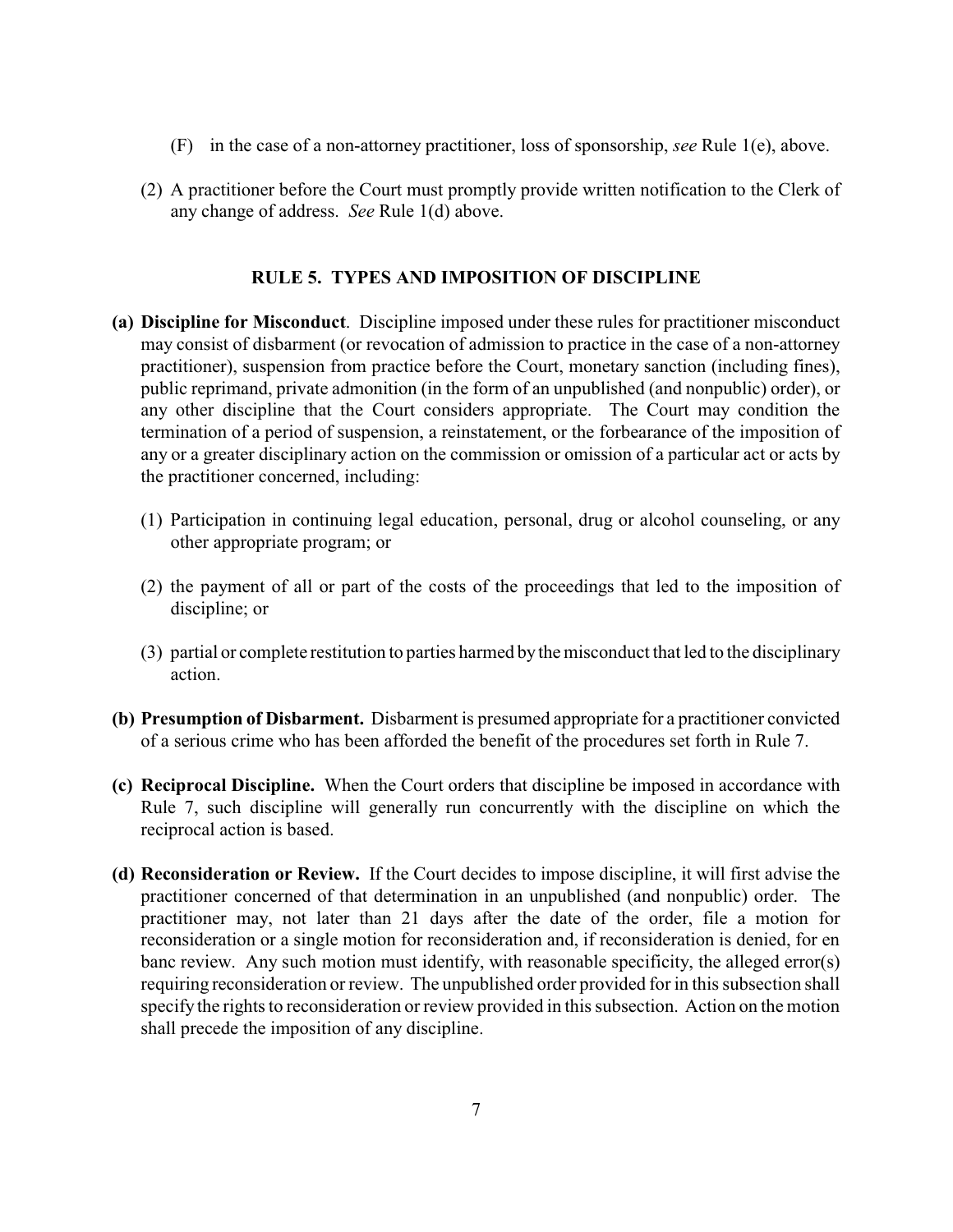(F) in the case of a non-attorney practitioner, loss of sponsorship, *see* Rule 1(e), above.

(2) A practitioner before the Court must promptly provide written notification to the Clerk of any change of address. *See* Rule 1(d) above.

## RULE 5. TYPES AND IMPOSITION OF DISCIPLINE

**(a) Discipline for Misconduct**. Discipline imposed under these rules for practitioner misconduct may consist of disbarment (or revocation of admission to practice in the case of a non-attorney practitioner), suspension from practice before the Court, monetary sanction (including fines), public reprimand, private admonition (in the form of an unpublished (and nonpublic) order), or any other discipline that the Court considers appropriate. The Court may condition the termination of a period of suspension, a reinstatement, or the forbearance of the imposition of any or a greater disciplinary action on the commission or omission of a particular act or acts by the practitioner concerned, including:

(1) Participation in continuing legal education, personal, drug or alcohol counseling, or any other appropriate program; or

(2) the payment of all or part of the costs of the proceedings that led to the imposition of discipline; or

(3) partial or complete restitution to parties harmed by the misconduct that led to the disciplinary action.

**(b) Presumption of Disbarment.** Disbarment is presumed appropriate for a practitioner convicted of a serious crime who has been afforded the benefit of the procedures set forth in Rule 7.

**(c) Reciprocal Discipline.** When the Court orders that discipline be imposed in accordance with Rule 7, such discipline will generally run concurrently with the discipline on which the reciprocal action is based.

**(d) Reconsideration or Review.** If the Court decides to impose discipline, it will first advise the practitioner concerned of that determination in an unpublished (and nonpublic) order. The practitioner may, not later than 21 days after the date of the order, file a motion for reconsideration or a single motion for reconsideration and, if reconsideration is denied, for en banc review. Any such motion must identify, with reasonable specificity, the alleged error(s) requiring reconsideration or review. The unpublished order provided for in this subsection shall specify the rights to reconsideration or review provided in this subsection. Action on the motion shall precede the imposition of any discipline.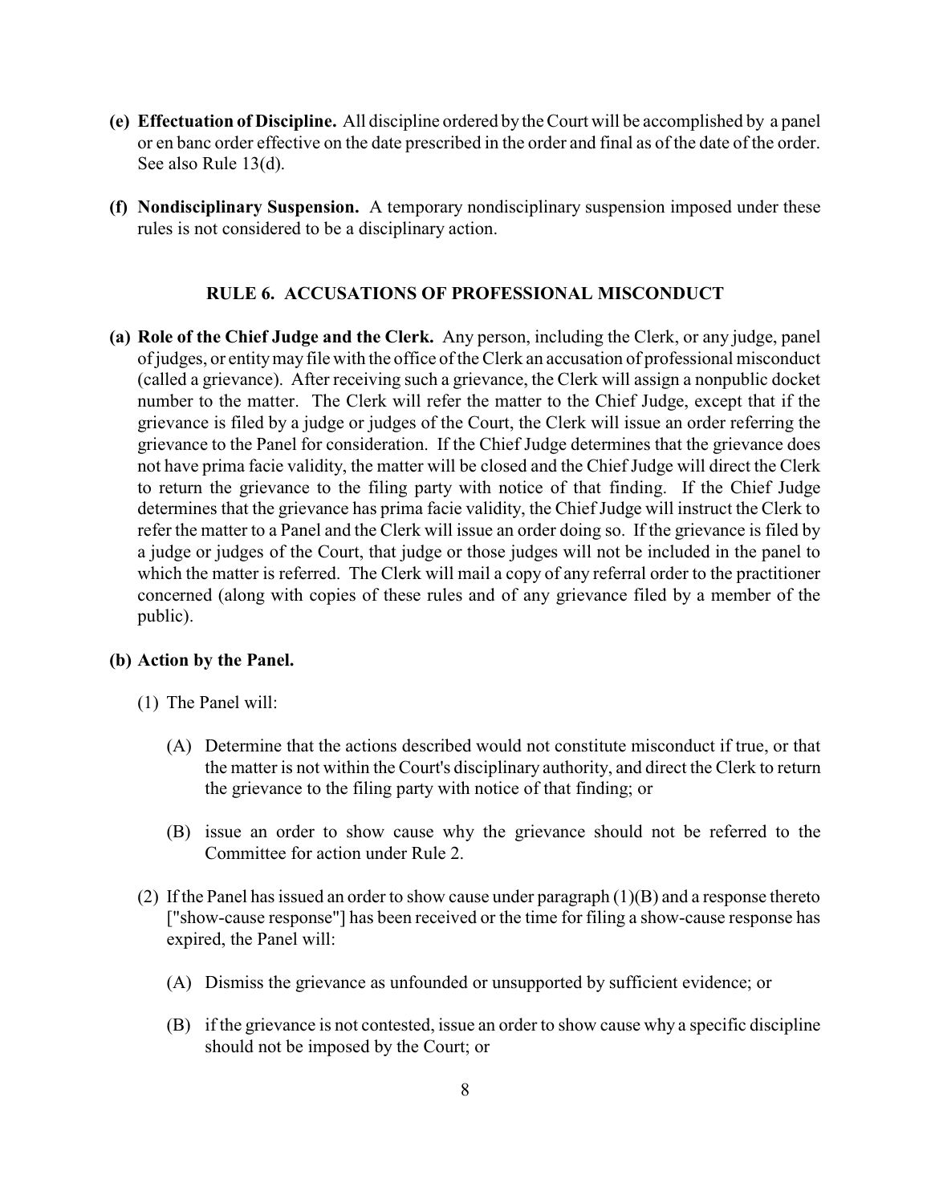**(e) Effectuation of Discipline.** All discipline ordered by the Court will be accomplished by a panel or en banc order effective on the date prescribed in the order and final as of the date of the order. See also Rule 13(d).

**(f) Nondisciplinary Suspension.** A temporary nondisciplinary suspension imposed under these rules is not considered to be a disciplinary action.

## RULE 6. ACCUSATIONS OF PROFESSIONAL MISCONDUCT

**(a) Role of the Chief Judge and the Clerk.** Any person, including the Clerk, or any judge, panel of judges, or entity may file with the office of the Clerk an accusation of professional misconduct (called a grievance). After receiving such a grievance, the Clerk will assign a nonpublic docket number to the matter. The Clerk will refer the matter to the Chief Judge, except that if the grievance is filed by a judge or judges of the Court, the Clerk will issue an order referring the grievance to the Panel for consideration. If the Chief Judge determines that the grievance does not have prima facie validity, the matter will be closed and the Chief Judge will direct the Clerk to return the grievance to the filing party with notice of that finding. If the Chief Judge determines that the grievance has prima facie validity, the Chief Judge will instruct the Clerk to refer the matter to a Panel and the Clerk will issue an order doing so. If the grievance is filed by a judge or judges of the Court, that judge or those judges will not be included in the panel to which the matter is referred. The Clerk will mail a copy of any referral order to the practitioner concerned (along with copies of these rules and of any grievance filed by a member of the public).

**(b) Action by the Panel.**

(1) The Panel will:

(A) Determine that the actions described would not constitute misconduct if true, or that the matter is not within the Court's disciplinary authority, and direct the Clerk to return the grievance to the filing party with notice of that finding; or

(B) issue an order to show cause why the grievance should not be referred to the Committee for action under Rule 2.

(2) If the Panel has issued an order to show cause under paragraph (1)(B) and a response thereto ["show-cause response"] has been received or the time for filing a show-cause response has expired, the Panel will:

(A) Dismiss the grievance as unfounded or unsupported by sufficient evidence; or

(B) if the grievance is not contested, issue an order to show cause why a specific discipline should not be imposed by the Court; or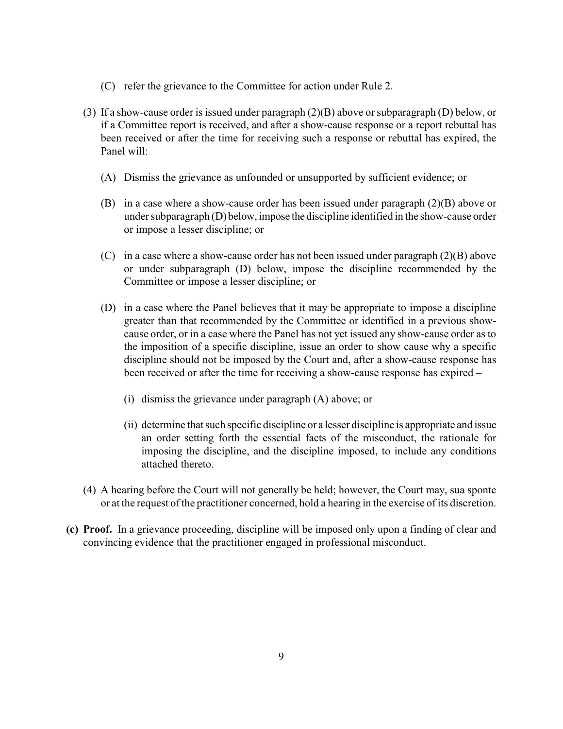(C) refer the grievance to the Committee for action under Rule 2.

(3) If a show-cause order is issued under paragraph (2)(B) above or subparagraph (D) below, or if a Committee report is received, and after a show-cause response or a report rebuttal has been received or after the time for receiving such a response or rebuttal has expired, the Panel will:

   (A) Dismiss the grievance as unfounded or unsupported by sufficient evidence; or

   (B) in a case where a show-cause order has been issued under paragraph (2)(B) above or under subparagraph (D) below, impose the discipline identified in the show-cause order or impose a lesser discipline; or

   (C) in a case where a show-cause order has not been issued under paragraph (2)(B) above or under subparagraph (D) below, impose the discipline recommended by the Committee or impose a lesser discipline; or

   (D) in a case where the Panel believes that it may be appropriate to impose a discipline greater than that recommended by the Committee or identified in a previous show-cause order, or in a case where the Panel has not yet issued any show-cause order as to the imposition of a specific discipline, issue an order to show cause why a specific discipline should not be imposed by the Court and, after a show-cause response has been received or after the time for receiving a show-cause response has expired –

      (i) dismiss the grievance under paragraph (A) above; or

      (ii) determine that such specific discipline or a lesser discipline is appropriate and issue an order setting forth the essential facts of the misconduct, the rationale for imposing the discipline, and the discipline imposed, to include any conditions attached thereto.

(4) A hearing before the Court will not generally be held; however, the Court may, sua sponte or at the request of the practitioner concerned, hold a hearing in the exercise of its discretion.

**(c) Proof.** In a grievance proceeding, discipline will be imposed only upon a finding of clear and convincing evidence that the practitioner engaged in professional misconduct.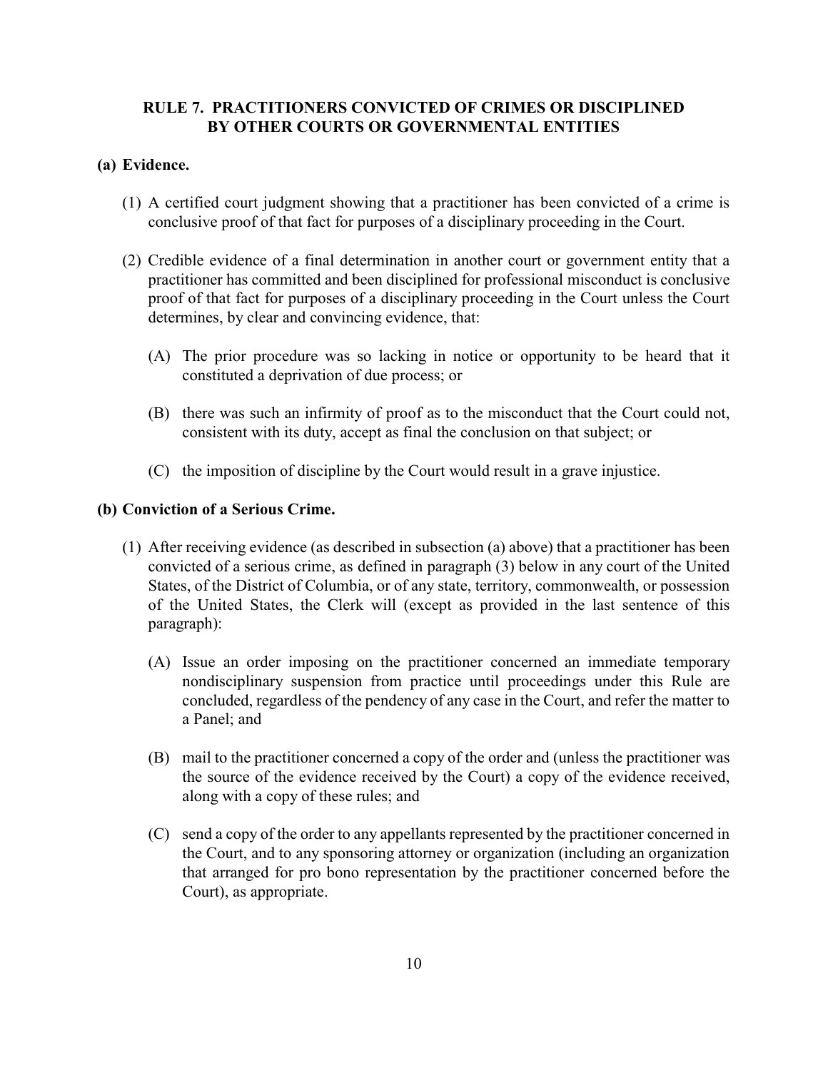## RULE 7. PRACTITIONERS CONVICTED OF CRIMES OR DISCIPLINED BY OTHER COURTS OR GOVERNMENTAL ENTITIES

**(a) Evidence.**

(1) A certified court judgment showing that a practitioner has been convicted of a crime is conclusive proof of that fact for purposes of a disciplinary proceeding in the Court.

(2) Credible evidence of a final determination in another court or government entity that a practitioner has committed and been disciplined for professional misconduct is conclusive proof of that fact for purposes of a disciplinary proceeding in the Court unless the Court determines, by clear and convincing evidence, that:

(A) The prior procedure was so lacking in notice or opportunity to be heard that it constituted a deprivation of due process; or

(B) there was such an infirmity of proof as to the misconduct that the Court could not, consistent with its duty, accept as final the conclusion on that subject; or

(C) the imposition of discipline by the Court would result in a grave injustice.

**(b) Conviction of a Serious Crime.**

(1) After receiving evidence (as described in subsection (a) above) that a practitioner has been convicted of a serious crime, as defined in paragraph (3) below in any court of the United States, of the District of Columbia, or of any state, territory, commonwealth, or possession of the United States, the Clerk will (except as provided in the last sentence of this paragraph):

(A) Issue an order imposing on the practitioner concerned an immediate temporary nondisciplinary suspension from practice until proceedings under this Rule are concluded, regardless of the pendency of any case in the Court, and refer the matter to a Panel; and

(B) mail to the practitioner concerned a copy of the order and (unless the practitioner was the source of the evidence received by the Court) a copy of the evidence received, along with a copy of these rules; and

(C) send a copy of the order to any appellants represented by the practitioner concerned in the Court, and to any sponsoring attorney or organization (including an organization that arranged for pro bono representation by the practitioner concerned before the Court), as appropriate.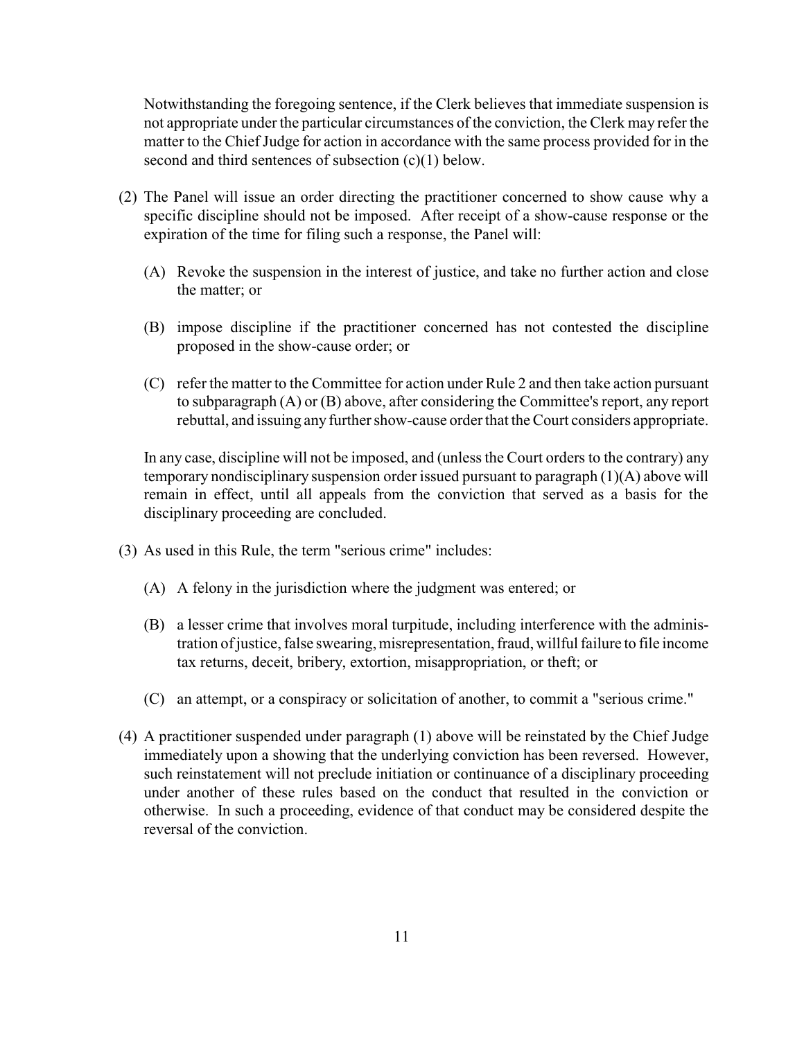Notwithstanding the foregoing sentence, if the Clerk believes that immediate suspension is not appropriate under the particular circumstances of the conviction, the Clerk may refer the matter to the Chief Judge for action in accordance with the same process provided for in the second and third sentences of subsection (c)(1) below.

(2) The Panel will issue an order directing the practitioner concerned to show cause why a specific discipline should not be imposed. After receipt of a show-cause response or the expiration of the time for filing such a response, the Panel will:

   (A) Revoke the suspension in the interest of justice, and take no further action and close the matter; or

   (B) impose discipline if the practitioner concerned has not contested the discipline proposed in the show-cause order; or

   (C) refer the matter to the Committee for action under Rule 2 and then take action pursuant to subparagraph (A) or (B) above, after considering the Committee's report, any report rebuttal, and issuing any further show-cause order that the Court considers appropriate.

   In any case, discipline will not be imposed, and (unless the Court orders to the contrary) any temporary nondisciplinary suspension order issued pursuant to paragraph (1)(A) above will remain in effect, until all appeals from the conviction that served as a basis for the disciplinary proceeding are concluded.

(3) As used in this Rule, the term "serious crime" includes:

   (A) A felony in the jurisdiction where the judgment was entered; or

   (B) a lesser crime that involves moral turpitude, including interference with the administration of justice, false swearing, misrepresentation, fraud, willful failure to file income tax returns, deceit, bribery, extortion, misappropriation, or theft; or

   (C) an attempt, or a conspiracy or solicitation of another, to commit a "serious crime."

(4) A practitioner suspended under paragraph (1) above will be reinstated by the Chief Judge immediately upon a showing that the underlying conviction has been reversed. However, such reinstatement will not preclude initiation or continuance of a disciplinary proceeding under another of these rules based on the conduct that resulted in the conviction or otherwise. In such a proceeding, evidence of that conduct may be considered despite the reversal of the conviction.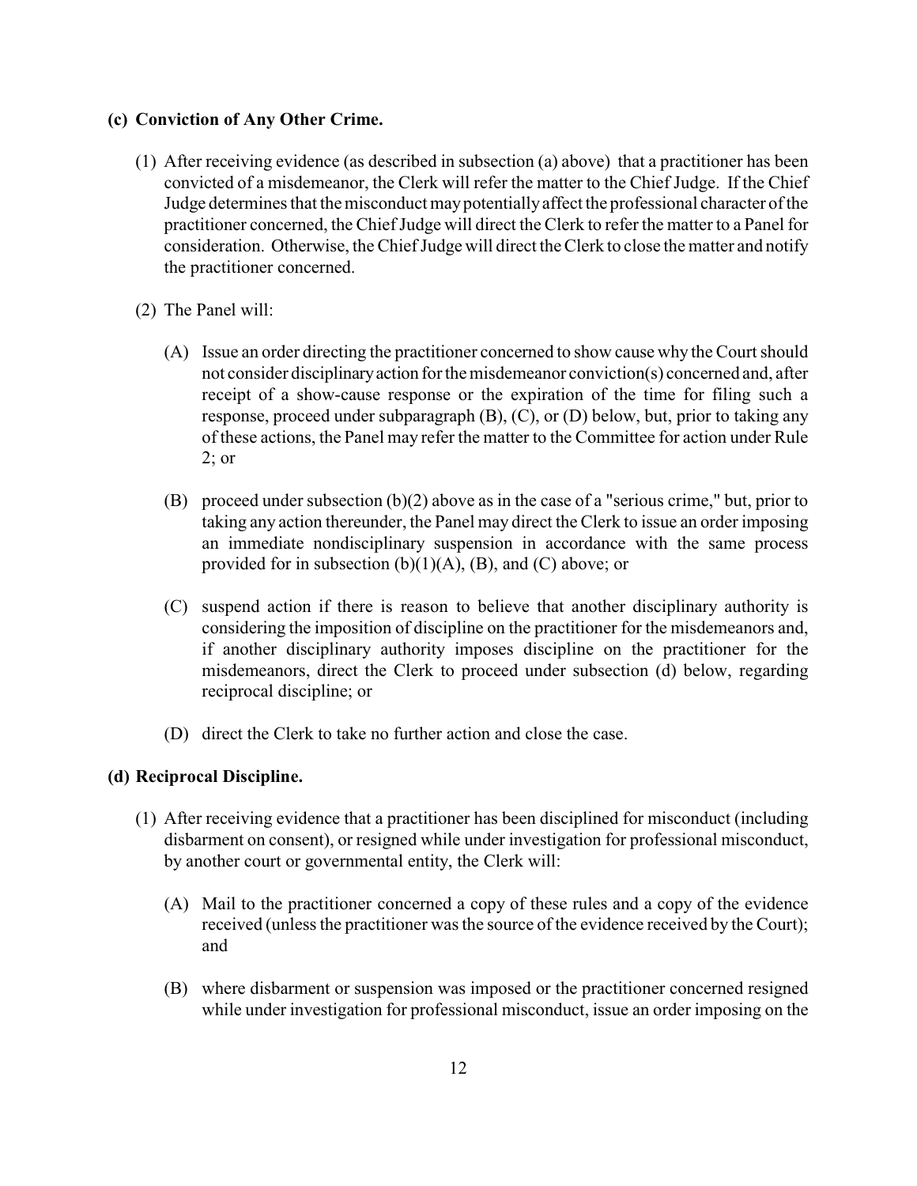**(c) Conviction of Any Other Crime.**

(1) After receiving evidence (as described in subsection (a) above) that a practitioner has been convicted of a misdemeanor, the Clerk will refer the matter to the Chief Judge. If the Chief Judge determines that the misconduct may potentially affect the professional character of the practitioner concerned, the Chief Judge will direct the Clerk to refer the matter to a Panel for consideration. Otherwise, the Chief Judge will direct the Clerk to close the matter and notify the practitioner concerned.

(2) The Panel will:

(A) Issue an order directing the practitioner concerned to show cause why the Court should not consider disciplinary action for the misdemeanor conviction(s) concerned and, after receipt of a show-cause response or the expiration of the time for filing such a response, proceed under subparagraph (B), (C), or (D) below, but, prior to taking any of these actions, the Panel may refer the matter to the Committee for action under Rule 2; or

(B) proceed under subsection (b)(2) above as in the case of a "serious crime," but, prior to taking any action thereunder, the Panel may direct the Clerk to issue an order imposing an immediate nondisciplinary suspension in accordance with the same process provided for in subsection (b)(1)(A), (B), and (C) above; or

(C) suspend action if there is reason to believe that another disciplinary authority is considering the imposition of discipline on the practitioner for the misdemeanors and, if another disciplinary authority imposes discipline on the practitioner for the misdemeanors, direct the Clerk to proceed under subsection (d) below, regarding reciprocal discipline; or

(D) direct the Clerk to take no further action and close the case.

**(d) Reciprocal Discipline.**

(1) After receiving evidence that a practitioner has been disciplined for misconduct (including disbarment on consent), or resigned while under investigation for professional misconduct, by another court or governmental entity, the Clerk will:

(A) Mail to the practitioner concerned a copy of these rules and a copy of the evidence received (unless the practitioner was the source of the evidence received by the Court); and

(B) where disbarment or suspension was imposed or the practitioner concerned resigned while under investigation for professional misconduct, issue an order imposing on the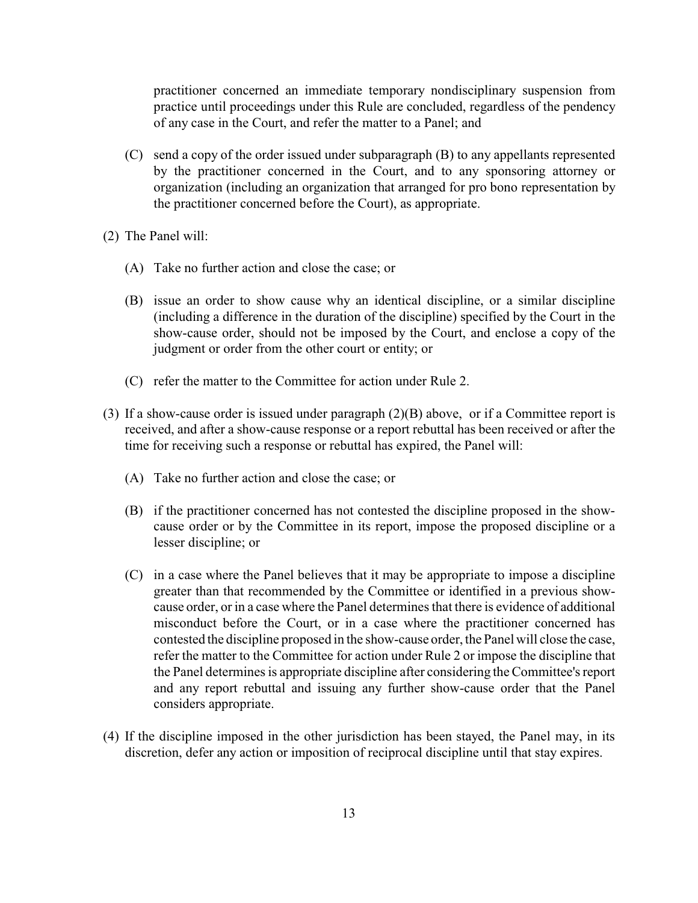practitioner concerned an immediate temporary nondisciplinary suspension from practice until proceedings under this Rule are concluded, regardless of the pendency of any case in the Court, and refer the matter to a Panel; and

(C) send a copy of the order issued under subparagraph (B) to any appellants represented by the practitioner concerned in the Court, and to any sponsoring attorney or organization (including an organization that arranged for pro bono representation by the practitioner concerned before the Court), as appropriate.

(2) The Panel will:

(A) Take no further action and close the case; or

(B) issue an order to show cause why an identical discipline, or a similar discipline (including a difference in the duration of the discipline) specified by the Court in the show-cause order, should not be imposed by the Court, and enclose a copy of the judgment or order from the other court or entity; or

(C) refer the matter to the Committee for action under Rule 2.

(3) If a show-cause order is issued under paragraph (2)(B) above, or if a Committee report is received, and after a show-cause response or a report rebuttal has been received or after the time for receiving such a response or rebuttal has expired, the Panel will:

(A) Take no further action and close the case; or

(B) if the practitioner concerned has not contested the discipline proposed in the show-cause order or by the Committee in its report, impose the proposed discipline or a lesser discipline; or

(C) in a case where the Panel believes that it may be appropriate to impose a discipline greater than that recommended by the Committee or identified in a previous show-cause order, or in a case where the Panel determines that there is evidence of additional misconduct before the Court, or in a case where the practitioner concerned has contested the discipline proposed in the show-cause order, the Panel will close the case, refer the matter to the Committee for action under Rule 2 or impose the discipline that the Panel determines is appropriate discipline after considering the Committee's report and any report rebuttal and issuing any further show-cause order that the Panel considers appropriate.

(4) If the discipline imposed in the other jurisdiction has been stayed, the Panel may, in its discretion, defer any action or imposition of reciprocal discipline until that stay expires.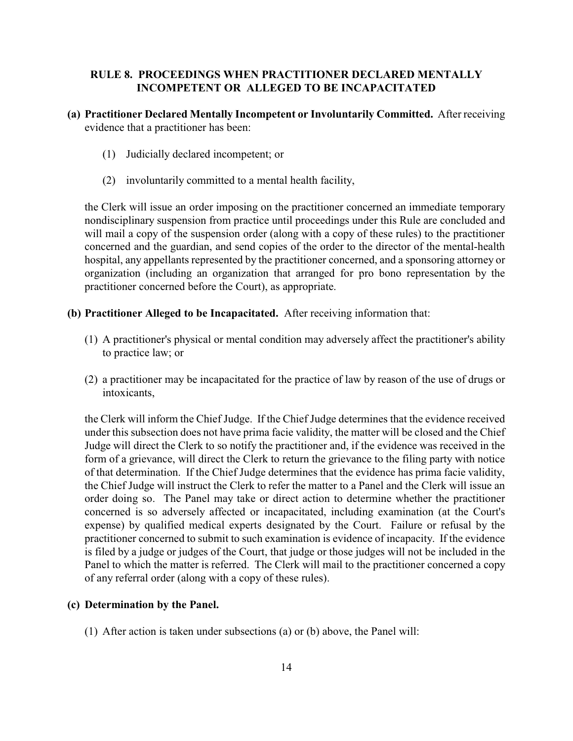## RULE 8. PROCEEDINGS WHEN PRACTITIONER DECLARED MENTALLY INCOMPETENT OR ALLEGED TO BE INCAPACITATED

**(a) Practitioner Declared Mentally Incompetent or Involuntarily Committed.** After receiving evidence that a practitioner has been:

(1) Judicially declared incompetent; or

(2) involuntarily committed to a mental health facility,

the Clerk will issue an order imposing on the practitioner concerned an immediate temporary nondisciplinary suspension from practice until proceedings under this Rule are concluded and will mail a copy of the suspension order (along with a copy of these rules) to the practitioner concerned and the guardian, and send copies of the order to the director of the mental-health hospital, any appellants represented by the practitioner concerned, and a sponsoring attorney or organization (including an organization that arranged for pro bono representation by the practitioner concerned before the Court), as appropriate.

**(b) Practitioner Alleged to be Incapacitated.** After receiving information that:

(1) A practitioner's physical or mental condition may adversely affect the practitioner's ability to practice law; or

(2) a practitioner may be incapacitated for the practice of law by reason of the use of drugs or intoxicants,

the Clerk will inform the Chief Judge. If the Chief Judge determines that the evidence received under this subsection does not have prima facie validity, the matter will be closed and the Chief Judge will direct the Clerk to so notify the practitioner and, if the evidence was received in the form of a grievance, will direct the Clerk to return the grievance to the filing party with notice of that determination. If the Chief Judge determines that the evidence has prima facie validity, the Chief Judge will instruct the Clerk to refer the matter to a Panel and the Clerk will issue an order doing so. The Panel may take or direct action to determine whether the practitioner concerned is so adversely affected or incapacitated, including examination (at the Court's expense) by qualified medical experts designated by the Court. Failure or refusal by the practitioner concerned to submit to such examination is evidence of incapacity. If the evidence is filed by a judge or judges of the Court, that judge or those judges will not be included in the Panel to which the matter is referred. The Clerk will mail to the practitioner concerned a copy of any referral order (along with a copy of these rules).

**(c) Determination by the Panel.**

(1) After action is taken under subsections (a) or (b) above, the Panel will: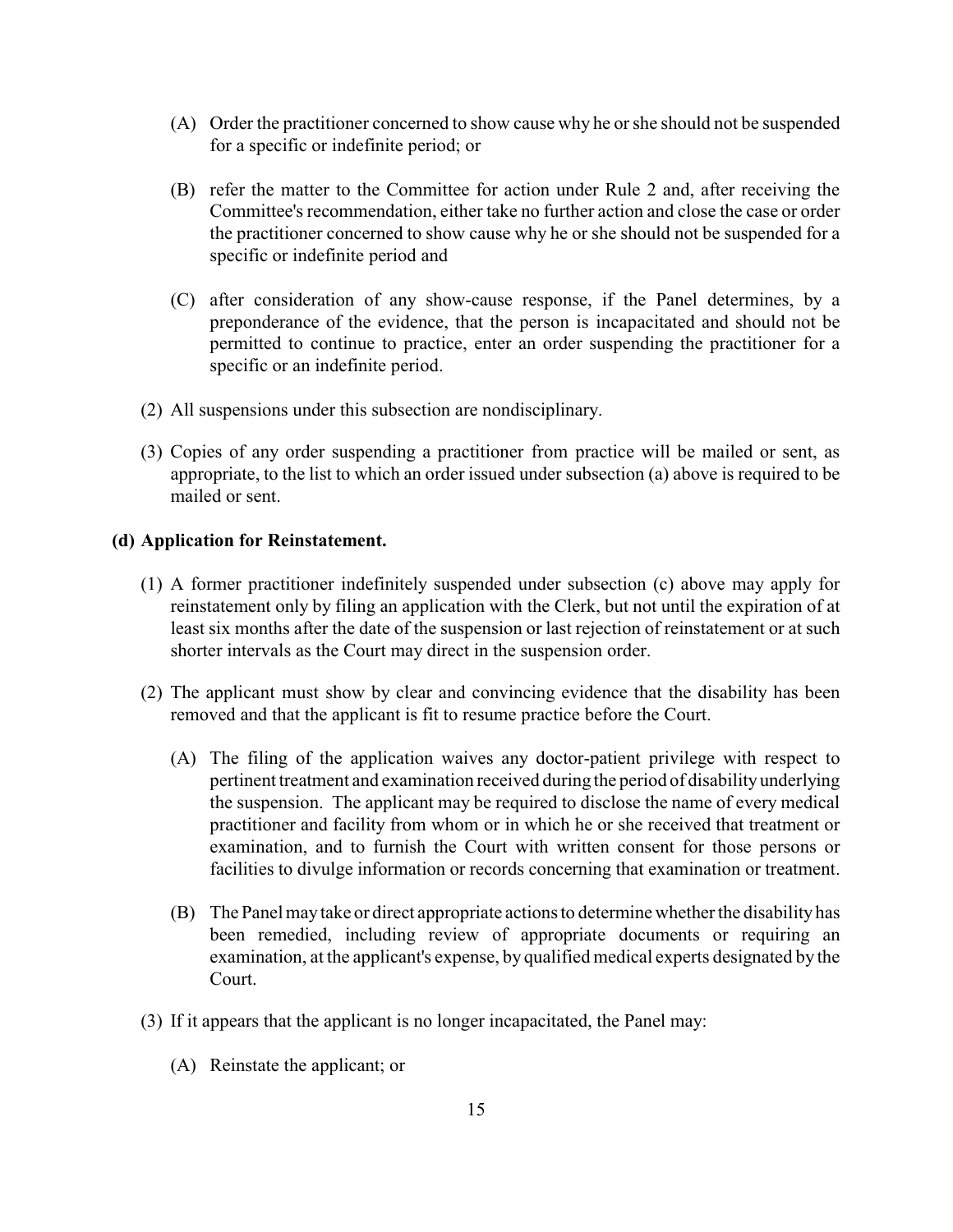(A) Order the practitioner concerned to show cause why he or she should not be suspended for a specific or indefinite period; or

(B) refer the matter to the Committee for action under Rule 2 and, after receiving the Committee's recommendation, either take no further action and close the case or order the practitioner concerned to show cause why he or she should not be suspended for a specific or indefinite period and

(C) after consideration of any show-cause response, if the Panel determines, by a preponderance of the evidence, that the person is incapacitated and should not be permitted to continue to practice, enter an order suspending the practitioner for a specific or an indefinite period.

(2) All suspensions under this subsection are nondisciplinary.

(3) Copies of any order suspending a practitioner from practice will be mailed or sent, as appropriate, to the list to which an order issued under subsection (a) above is required to be mailed or sent.

**(d) Application for Reinstatement.**

(1) A former practitioner indefinitely suspended under subsection (c) above may apply for reinstatement only by filing an application with the Clerk, but not until the expiration of at least six months after the date of the suspension or last rejection of reinstatement or at such shorter intervals as the Court may direct in the suspension order.

(2) The applicant must show by clear and convincing evidence that the disability has been removed and that the applicant is fit to resume practice before the Court.

(A) The filing of the application waives any doctor-patient privilege with respect to pertinent treatment and examination received during the period of disability underlying the suspension. The applicant may be required to disclose the name of every medical practitioner and facility from whom or in which he or she received that treatment or examination, and to furnish the Court with written consent for those persons or facilities to divulge information or records concerning that examination or treatment.

(B) The Panel may take or direct appropriate actions to determine whether the disability has been remedied, including review of appropriate documents or requiring an examination, at the applicant's expense, by qualified medical experts designated by the Court.

(3) If it appears that the applicant is no longer incapacitated, the Panel may:

(A) Reinstate the applicant; or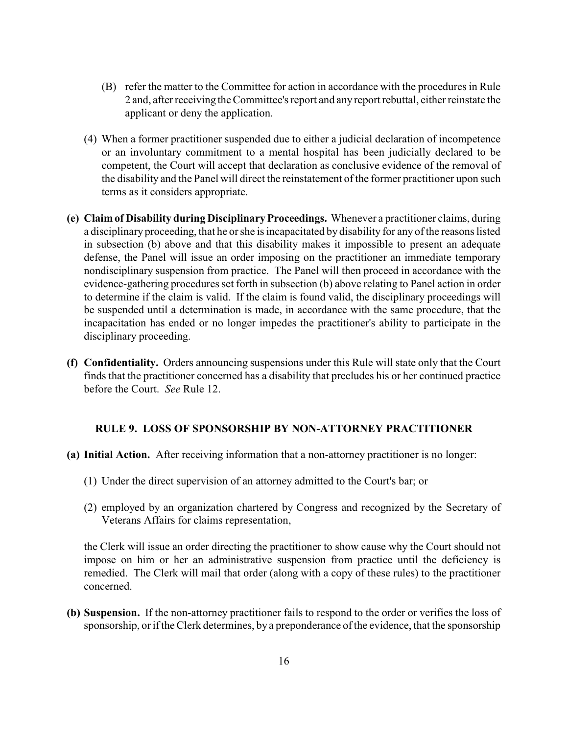(B) refer the matter to the Committee for action in accordance with the procedures in Rule 2 and, after receiving the Committee's report and any report rebuttal, either reinstate the applicant or deny the application.

(4) When a former practitioner suspended due to either a judicial declaration of incompetence or an involuntary commitment to a mental hospital has been judicially declared to be competent, the Court will accept that declaration as conclusive evidence of the removal of the disability and the Panel will direct the reinstatement of the former practitioner upon such terms as it considers appropriate.

**(e) Claim of Disability during Disciplinary Proceedings.** Whenever a practitioner claims, during a disciplinary proceeding, that he or she is incapacitated by disability for any of the reasons listed in subsection (b) above and that this disability makes it impossible to present an adequate defense, the Panel will issue an order imposing on the practitioner an immediate temporary nondisciplinary suspension from practice. The Panel will then proceed in accordance with the evidence-gathering procedures set forth in subsection (b) above relating to Panel action in order to determine if the claim is valid. If the claim is found valid, the disciplinary proceedings will be suspended until a determination is made, in accordance with the same procedure, that the incapacitation has ended or no longer impedes the practitioner's ability to participate in the disciplinary proceeding.

**(f) Confidentiality.** Orders announcing suspensions under this Rule will state only that the Court finds that the practitioner concerned has a disability that precludes his or her continued practice before the Court. *See* Rule 12.

## RULE 9. LOSS OF SPONSORSHIP BY NON-ATTORNEY PRACTITIONER

**(a) Initial Action.** After receiving information that a non-attorney practitioner is no longer:

(1) Under the direct supervision of an attorney admitted to the Court's bar; or

(2) employed by an organization chartered by Congress and recognized by the Secretary of Veterans Affairs for claims representation,

the Clerk will issue an order directing the practitioner to show cause why the Court should not impose on him or her an administrative suspension from practice until the deficiency is remedied. The Clerk will mail that order (along with a copy of these rules) to the practitioner concerned.

**(b) Suspension.** If the non-attorney practitioner fails to respond to the order or verifies the loss of sponsorship, or if the Clerk determines, by a preponderance of the evidence, that the sponsorship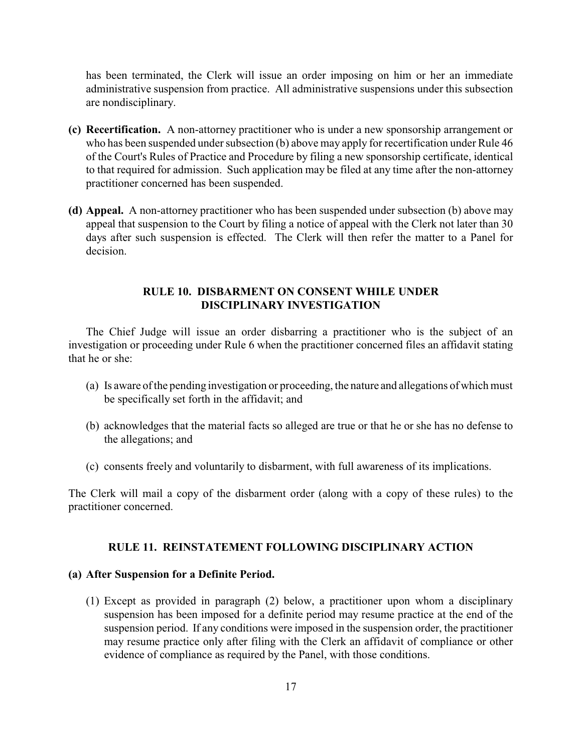has been terminated, the Clerk will issue an order imposing on him or her an immediate administrative suspension from practice. All administrative suspensions under this subsection are nondisciplinary.

**(c) Recertification.** A non-attorney practitioner who is under a new sponsorship arrangement or who has been suspended under subsection (b) above may apply for recertification under Rule 46 of the Court's Rules of Practice and Procedure by filing a new sponsorship certificate, identical to that required for admission. Such application may be filed at any time after the non-attorney practitioner concerned has been suspended.

**(d) Appeal.** A non-attorney practitioner who has been suspended under subsection (b) above may appeal that suspension to the Court by filing a notice of appeal with the Clerk not later than 30 days after such suspension is effected. The Clerk will then refer the matter to a Panel for decision.

## RULE 10. DISBARMENT ON CONSENT WHILE UNDER DISCIPLINARY INVESTIGATION

The Chief Judge will issue an order disbarring a practitioner who is the subject of an investigation or proceeding under Rule 6 when the practitioner concerned files an affidavit stating that he or she:

(a) Is aware of the pending investigation or proceeding, the nature and allegations of which must be specifically set forth in the affidavit; and

(b) acknowledges that the material facts so alleged are true or that he or she has no defense to the allegations; and

(c) consents freely and voluntarily to disbarment, with full awareness of its implications.

The Clerk will mail a copy of the disbarment order (along with a copy of these rules) to the practitioner concerned.

## RULE 11. REINSTATEMENT FOLLOWING DISCIPLINARY ACTION

**(a) After Suspension for a Definite Period.**

(1) Except as provided in paragraph (2) below, a practitioner upon whom a disciplinary suspension has been imposed for a definite period may resume practice at the end of the suspension period. If any conditions were imposed in the suspension order, the practitioner may resume practice only after filing with the Clerk an affidavit of compliance or other evidence of compliance as required by the Panel, with those conditions.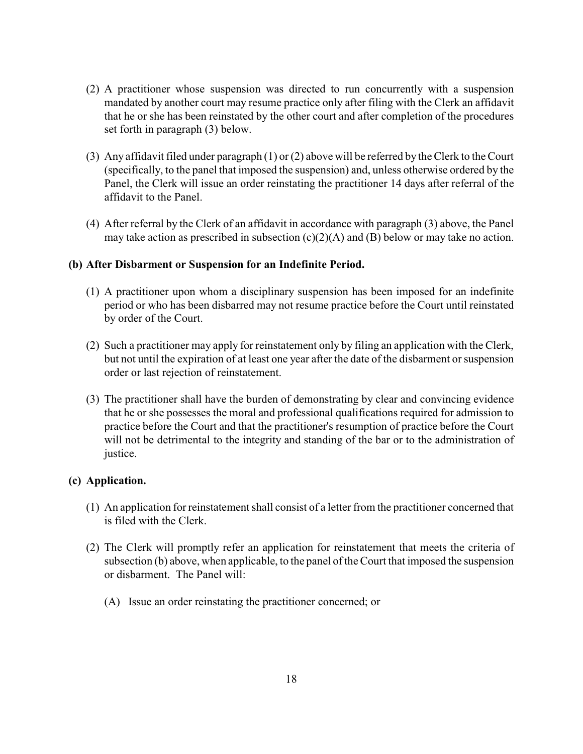(2) A practitioner whose suspension was directed to run concurrently with a suspension mandated by another court may resume practice only after filing with the Clerk an affidavit that he or she has been reinstated by the other court and after completion of the procedures set forth in paragraph (3) below.

(3) Any affidavit filed under paragraph (1) or (2) above will be referred by the Clerk to the Court (specifically, to the panel that imposed the suspension) and, unless otherwise ordered by the Panel, the Clerk will issue an order reinstating the practitioner 14 days after referral of the affidavit to the Panel.

(4) After referral by the Clerk of an affidavit in accordance with paragraph (3) above, the Panel may take action as prescribed in subsection (c)(2)(A) and (B) below or may take no action.

**(b) After Disbarment or Suspension for an Indefinite Period.**

(1) A practitioner upon whom a disciplinary suspension has been imposed for an indefinite period or who has been disbarred may not resume practice before the Court until reinstated by order of the Court.

(2) Such a practitioner may apply for reinstatement only by filing an application with the Clerk, but not until the expiration of at least one year after the date of the disbarment or suspension order or last rejection of reinstatement.

(3) The practitioner shall have the burden of demonstrating by clear and convincing evidence that he or she possesses the moral and professional qualifications required for admission to practice before the Court and that the practitioner's resumption of practice before the Court will not be detrimental to the integrity and standing of the bar or to the administration of justice.

**(c) Application.**

(1) An application for reinstatement shall consist of a letter from the practitioner concerned that is filed with the Clerk.

(2) The Clerk will promptly refer an application for reinstatement that meets the criteria of subsection (b) above, when applicable, to the panel of the Court that imposed the suspension or disbarment. The Panel will:

(A) Issue an order reinstating the practitioner concerned; or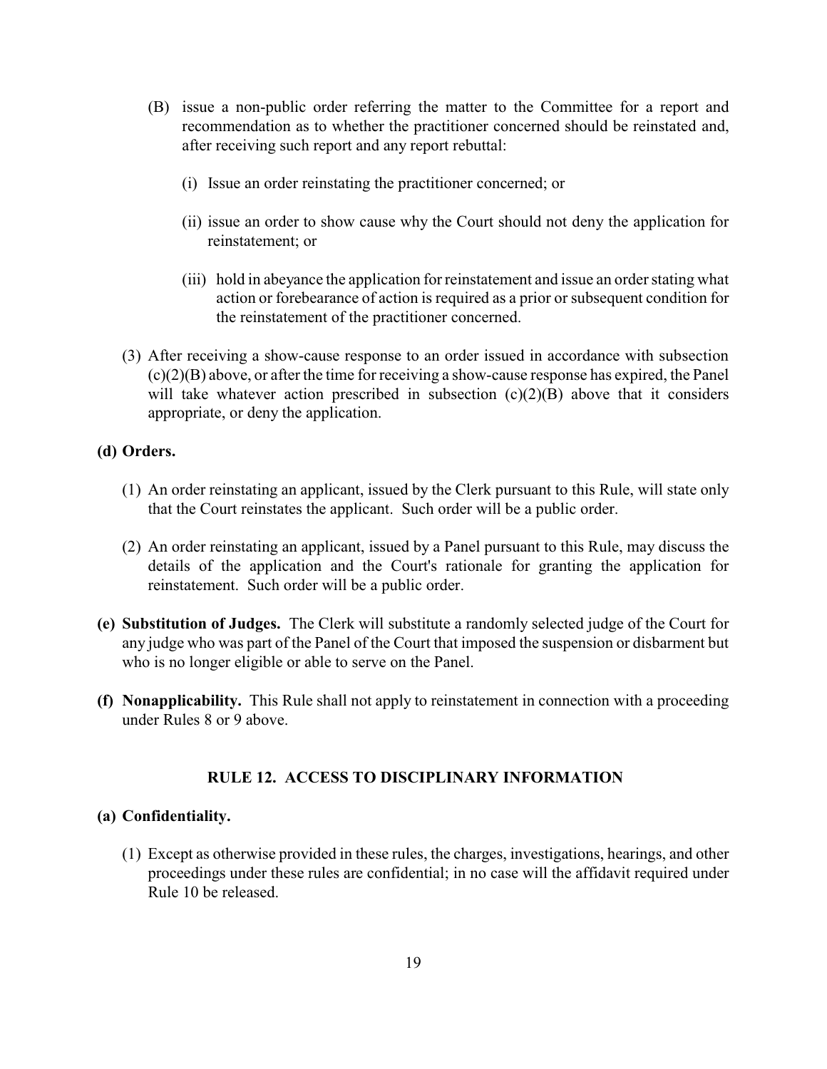(B) issue a non-public order referring the matter to the Committee for a report and recommendation as to whether the practitioner concerned should be reinstated and, after receiving such report and any report rebuttal:

(i) Issue an order reinstating the practitioner concerned; or

(ii) issue an order to show cause why the Court should not deny the application for reinstatement; or

(iii) hold in abeyance the application for reinstatement and issue an order stating what action or forebearance of action is required as a prior or subsequent condition for the reinstatement of the practitioner concerned.

(3) After receiving a show-cause response to an order issued in accordance with subsection (c)(2)(B) above, or after the time for receiving a show-cause response has expired, the Panel will take whatever action prescribed in subsection (c)(2)(B) above that it considers appropriate, or deny the application.

**(d) Orders.**

(1) An order reinstating an applicant, issued by the Clerk pursuant to this Rule, will state only that the Court reinstates the applicant. Such order will be a public order.

(2) An order reinstating an applicant, issued by a Panel pursuant to this Rule, may discuss the details of the application and the Court's rationale for granting the application for reinstatement. Such order will be a public order.

**(e) Substitution of Judges.** The Clerk will substitute a randomly selected judge of the Court for any judge who was part of the Panel of the Court that imposed the suspension or disbarment but who is no longer eligible or able to serve on the Panel.

**(f) Nonapplicability.** This Rule shall not apply to reinstatement in connection with a proceeding under Rules 8 or 9 above.

## RULE 12. ACCESS TO DISCIPLINARY INFORMATION

**(a) Confidentiality.**

(1) Except as otherwise provided in these rules, the charges, investigations, hearings, and other proceedings under these rules are confidential; in no case will the affidavit required under Rule 10 be released.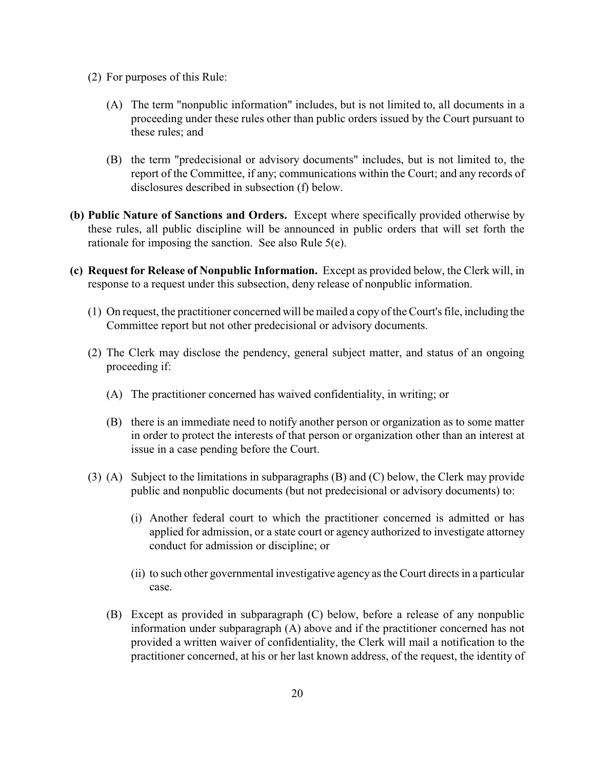(2) For purposes of this Rule:

(A) The term "nonpublic information" includes, but is not limited to, all documents in a proceeding under these rules other than public orders issued by the Court pursuant to these rules; and

(B) the term "predecisional or advisory documents" includes, but is not limited to, the report of the Committee, if any; communications within the Court; and any records of disclosures described in subsection (f) below.

**(b) Public Nature of Sanctions and Orders.** Except where specifically provided otherwise by these rules, all public discipline will be announced in public orders that will set forth the rationale for imposing the sanction. See also Rule 5(e).

**(c) Request for Release of Nonpublic Information.** Except as provided below, the Clerk will, in response to a request under this subsection, deny release of nonpublic information.

(1) On request, the practitioner concerned will be mailed a copy of the Court's file, including the Committee report but not other predecisional or advisory documents.

(2) The Clerk may disclose the pendency, general subject matter, and status of an ongoing proceeding if:

(A) The practitioner concerned has waived confidentiality, in writing; or

(B) there is an immediate need to notify another person or organization as to some matter in order to protect the interests of that person or organization other than an interest at issue in a case pending before the Court.

(3) (A) Subject to the limitations in subparagraphs (B) and (C) below, the Clerk may provide public and nonpublic documents (but not predecisional or advisory documents) to:

(i) Another federal court to which the practitioner concerned is admitted or has applied for admission, or a state court or agency authorized to investigate attorney conduct for admission or discipline; or

(ii) to such other governmental investigative agency as the Court directs in a particular case.

(B) Except as provided in subparagraph (C) below, before a release of any nonpublic information under subparagraph (A) above and if the practitioner concerned has not provided a written waiver of confidentiality, the Clerk will mail a notification to the practitioner concerned, at his or her last known address, of the request, the identity of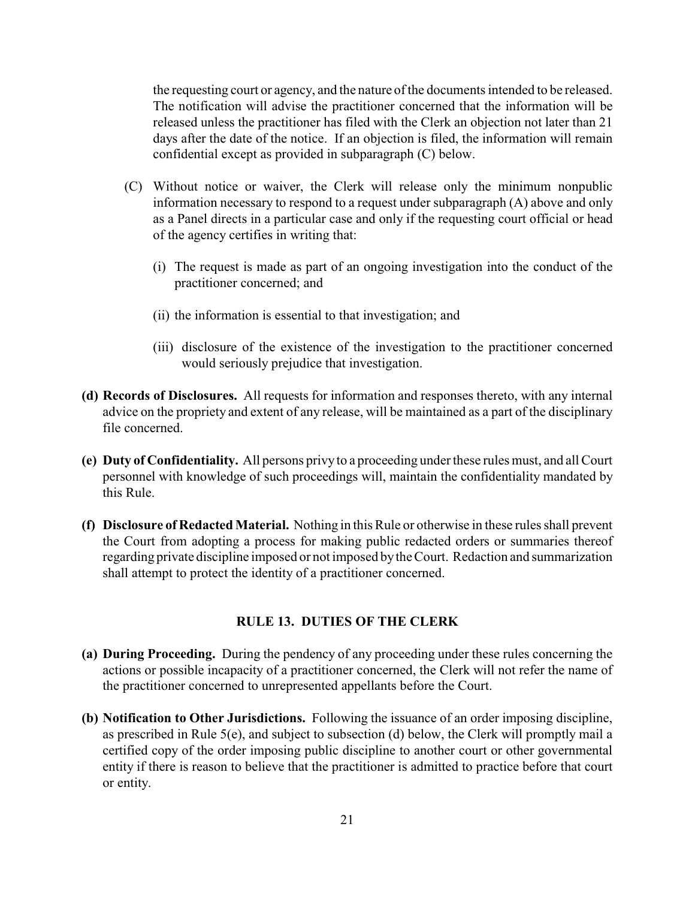the requesting court or agency, and the nature of the documents intended to be released. The notification will advise the practitioner concerned that the information will be released unless the practitioner has filed with the Clerk an objection not later than 21 days after the date of the notice. If an objection is filed, the information will remain confidential except as provided in subparagraph (C) below.

(C) Without notice or waiver, the Clerk will release only the minimum nonpublic information necessary to respond to a request under subparagraph (A) above and only as a Panel directs in a particular case and only if the requesting court official or head of the agency certifies in writing that:

(i) The request is made as part of an ongoing investigation into the conduct of the practitioner concerned; and

(ii) the information is essential to that investigation; and

(iii) disclosure of the existence of the investigation to the practitioner concerned would seriously prejudice that investigation.

**(d) Records of Disclosures.** All requests for information and responses thereto, with any internal advice on the propriety and extent of any release, will be maintained as a part of the disciplinary file concerned.

**(e) Duty of Confidentiality.** All persons privy to a proceeding under these rules must, and all Court personnel with knowledge of such proceedings will, maintain the confidentiality mandated by this Rule.

**(f) Disclosure of Redacted Material.** Nothing in this Rule or otherwise in these rules shall prevent the Court from adopting a process for making public redacted orders or summaries thereof regarding private discipline imposed or not imposed by the Court. Redaction and summarization shall attempt to protect the identity of a practitioner concerned.

## RULE 13. DUTIES OF THE CLERK

**(a) During Proceeding.** During the pendency of any proceeding under these rules concerning the actions or possible incapacity of a practitioner concerned, the Clerk will not refer the name of the practitioner concerned to unrepresented appellants before the Court.

**(b) Notification to Other Jurisdictions.** Following the issuance of an order imposing discipline, as prescribed in Rule 5(e), and subject to subsection (d) below, the Clerk will promptly mail a certified copy of the order imposing public discipline to another court or other governmental entity if there is reason to believe that the practitioner is admitted to practice before that court or entity.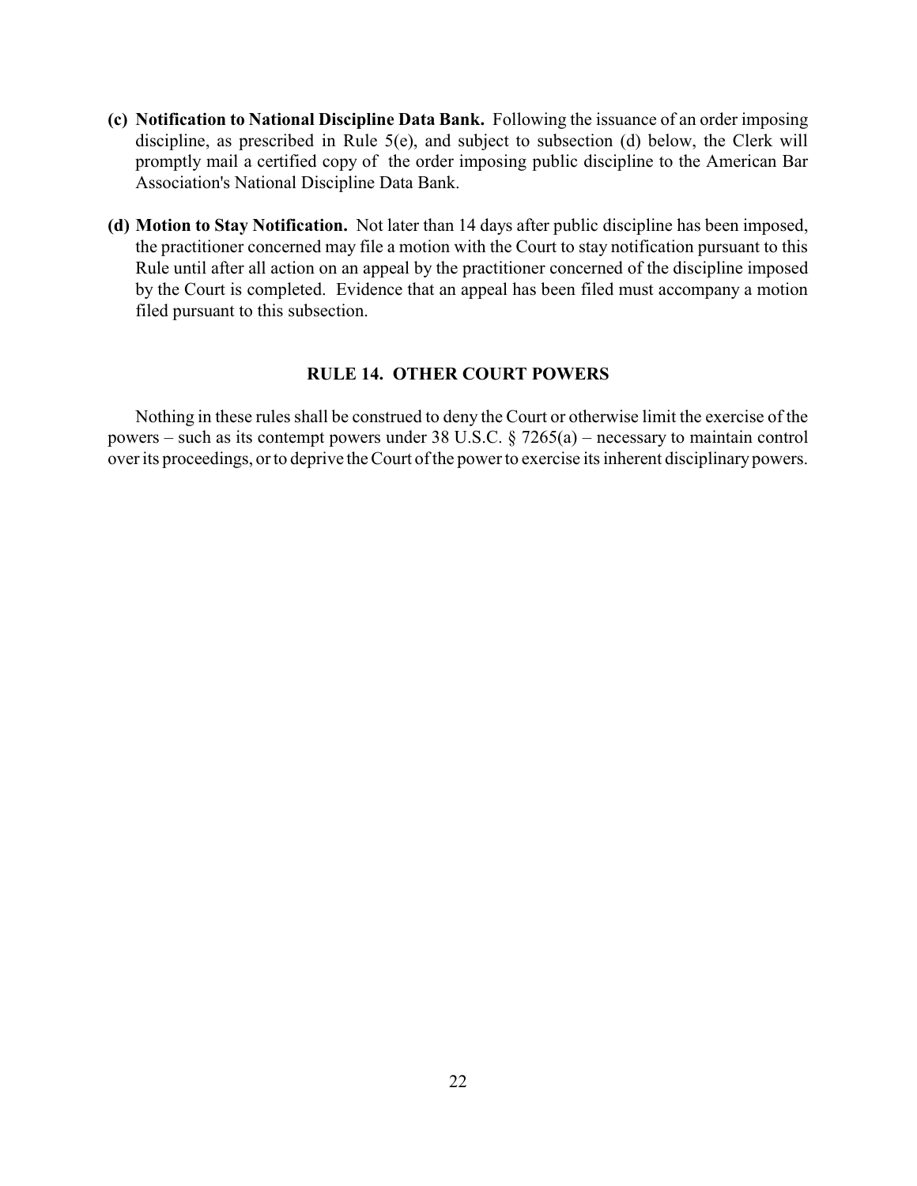**(c) Notification to National Discipline Data Bank.** Following the issuance of an order imposing discipline, as prescribed in Rule 5(e), and subject to subsection (d) below, the Clerk will promptly mail a certified copy of the order imposing public discipline to the American Bar Association's National Discipline Data Bank.

**(d) Motion to Stay Notification.** Not later than 14 days after public discipline has been imposed, the practitioner concerned may file a motion with the Court to stay notification pursuant to this Rule until after all action on an appeal by the practitioner concerned of the discipline imposed by the Court is completed. Evidence that an appeal has been filed must accompany a motion filed pursuant to this subsection.

## RULE 14. OTHER COURT POWERS

Nothing in these rules shall be construed to deny the Court or otherwise limit the exercise of the powers – such as its contempt powers under 38 U.S.C. § 7265(a) – necessary to maintain control over its proceedings, or to deprive the Court of the power to exercise its inherent disciplinary powers.